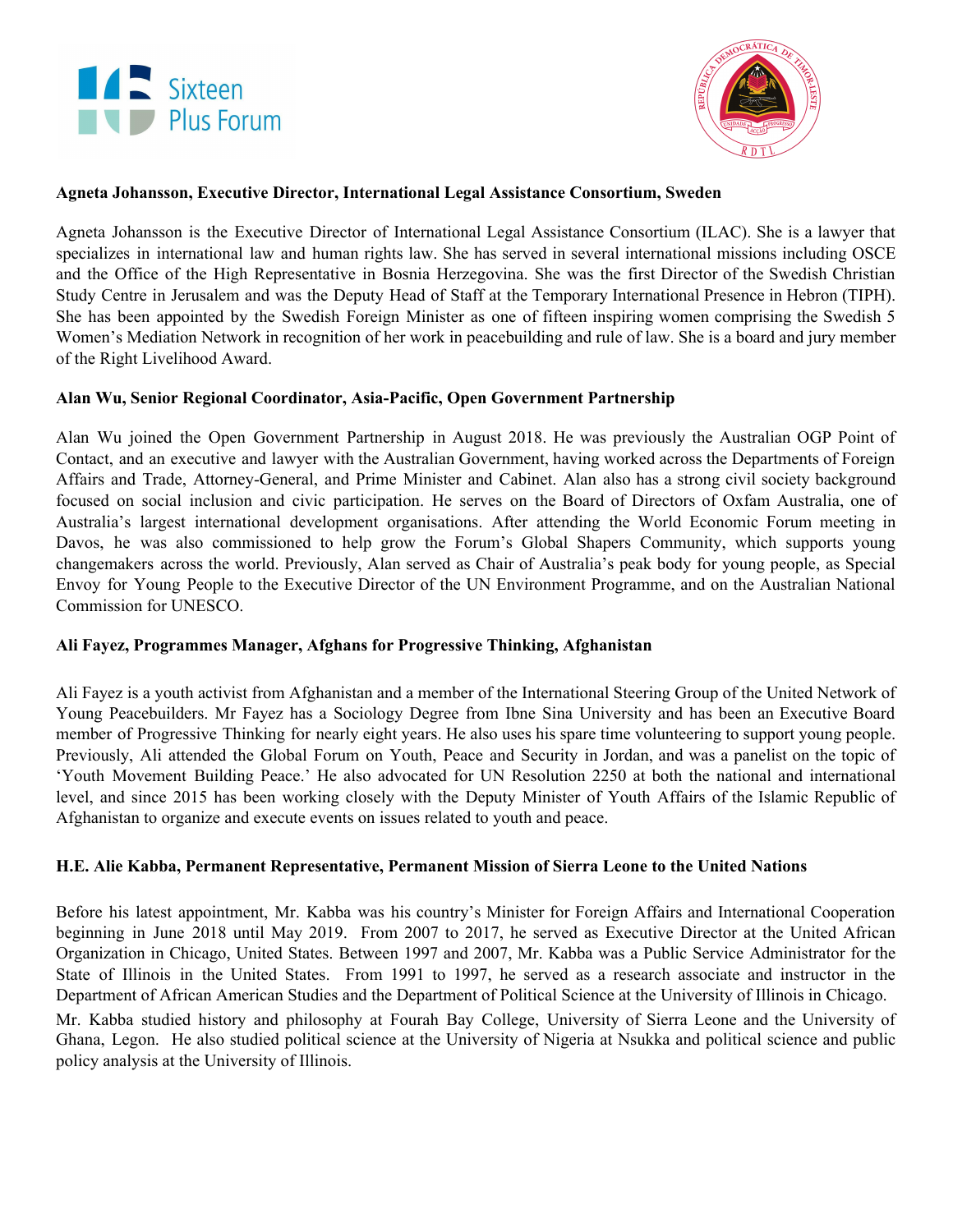**Agneta Johansson, Executive Director, International Legal Assistance Consortium, Sweden**

Agneta Johansson is the Executive Director of International Legal Assistance Consortium (ILAC). She is a lawyer that specializes in international law and human rights law. She has served in several international missions including OSCE and the Office of the High Representative in Bosnia Herzegovina. She was the first Director of the Swedish Christian Study Centre in Jerusalem and was the Deputy Head of Staff at the Temporary International Presence in Hebron (TIPH). She has been appointed by the Swedish Foreign Minister as one of fifteen inspiring women comprising the Swedish 5 Women's Mediation Network in recognition of her work in peacebuilding and rule of law. She is a board and jury member of the Right Livelihood Award.

**Alan Wu, Senior Regional Coordinator, Asia-Pacific, Open Government Partnership**

Alan Wu joined the Open Government Partnership in August 2018. He was previously the Australian OGP Point of Contact, and an executive and lawyer with the Australian Government, having worked across the Departments of Foreign Affairs and Trade, Attorney-General, and Prime Minister and Cabinet. Alan also has a strong civil society background focused on social inclusion and civic participation. He serves on the Board of Directors of Oxfam Australia, one of Australia's largest international development organisations. After attending the World Economic Forum meeting in Davos, he was also commissioned to help grow the Forum's Global Shapers Community, which supports young changemakers across the world. Previously, Alan served as Chair of Australia's peak body for young people, as Special Envoy for Young People to the Executive Director of the UN Environment Programme, and on the Australian National Commission for UNESCO.

**Ali Fayez, Programmes Manager, Afghans for Progressive Thinking, Afghanistan**

Ali Fayez is a youth activist from Afghanistan and a member of the International Steering Group of the United Network of Young Peacebuilders. Mr Fayez has a Sociology Degree from Ibne Sina University and has been an Executive Board member of Progressive Thinking for nearly eight years. He also uses his spare time volunteering to support young people. Previously, Ali attended the Global Forum on Youth, Peace and Security in Jordan, and was a panelist on the topic of 'Youth Movement Building Peace.' He also advocated for UN Resolution 2250 at both the national and international level, and since 2015 has been working closely with the Deputy Minister of Youth Affairs of the Islamic Republic of Afghanistan to organize and execute events on issues related to youth and peace.

**H.E. Alie Kabba, Permanent Representative, Permanent Mission of Sierra Leone to the United Nations**

Before his latest appointment, Mr. Kabba was his country's Minister for Foreign Affairs and International Cooperation beginning in June 2018 until May 2019. From 2007 to 2017, he served as Executive Director at the United African Organization in Chicago, United States. Between 1997 and 2007, Mr. Kabba was a Public Service Administrator for the State of Illinois in the United States. From 1991 to 1997, he served as a research associate and instructor in the Department of African American Studies and the Department of Political Science at the University of Illinois in Chicago.

Mr. Kabba studied history and philosophy at Fourah Bay College, University of Sierra Leone and the University of Ghana, Legon. He also studied political science at the University of Nigeria at Nsukka and political science and public policy analysis at the University of Illinois.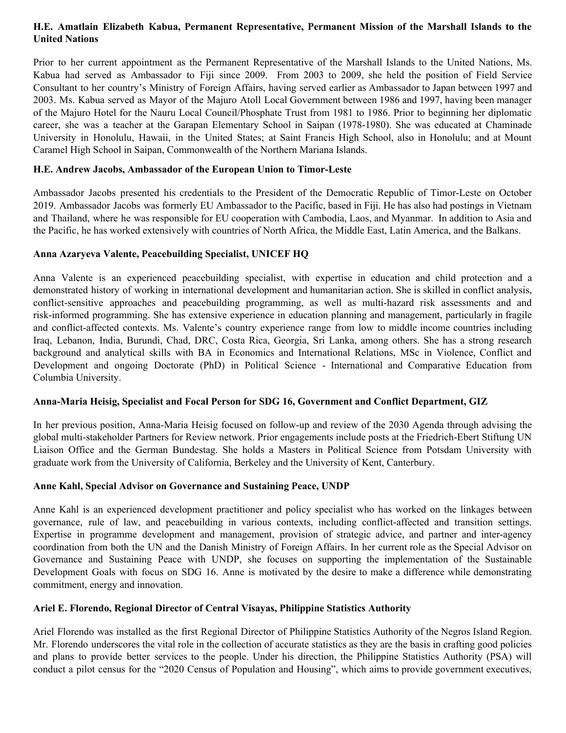**H.E. Amatlain Elizabeth Kabua, Permanent Representative, Permanent Mission of the Marshall Islands to the United Nations**

Prior to her current appointment as the Permanent Representative of the Marshall Islands to the United Nations, Ms. Kabua had served as Ambassador to Fiji since 2009. From 2003 to 2009, she held the position of Field Service Consultant to her country's Ministry of Foreign Affairs, having served earlier as Ambassador to Japan between 1997 and 2003. Ms. Kabua served as Mayor of the Majuro Atoll Local Government between 1986 and 1997, having been manager of the Majuro Hotel for the Nauru Local Council/Phosphate Trust from 1981 to 1986. Prior to beginning her diplomatic career, she was a teacher at the Garapan Elementary School in Saipan (1978-1980). She was educated at Chaminade University in Honolulu, Hawaii, in the United States; at Saint Francis High School, also in Honolulu; and at Mount Caramel High School in Saipan, Commonwealth of the Northern Mariana Islands.

**H.E. Andrew Jacobs, Ambassador of the European Union to Timor-Leste**

Ambassador Jacobs presented his credentials to the President of the Democratic Republic of Timor-Leste on October 2019. Ambassador Jacobs was formerly EU Ambassador to the Pacific, based in Fiji. He has also had postings in Vietnam and Thailand, where he was responsible for EU cooperation with Cambodia, Laos, and Myanmar. In addition to Asia and the Pacific, he has worked extensively with countries of North Africa, the Middle East, Latin America, and the Balkans.

**Anna Azaryeva Valente, Peacebuilding Specialist, UNICEF HQ**

Anna Valente is an experienced peacebuilding specialist, with expertise in education and child protection and a demonstrated history of working in international development and humanitarian action. She is skilled in conflict analysis, conflict-sensitive approaches and peacebuilding programming, as well as multi-hazard risk assessments and and risk-informed programming. She has extensive experience in education planning and management, particularly in fragile and conflict-affected contexts. Ms. Valente's country experience range from low to middle income countries including Iraq, Lebanon, India, Burundi, Chad, DRC, Costa Rica, Georgia, Sri Lanka, among others. She has a strong research background and analytical skills with BA in Economics and International Relations, MSc in Violence, Conflict and Development and ongoing Doctorate (PhD) in Political Science - International and Comparative Education from Columbia University.

**Anna-Maria Heisig, Specialist and Focal Person for SDG 16, Government and Conflict Department, GIZ**

In her previous position, Anna-Maria Heisig focused on follow-up and review of the 2030 Agenda through advising the global multi-stakeholder Partners for Review network. Prior engagements include posts at the Friedrich-Ebert Stiftung UN Liaison Office and the German Bundestag. She holds a Masters in Political Science from Potsdam University with graduate work from the University of California, Berkeley and the University of Kent, Canterbury.

**Anne Kahl, Special Advisor on Governance and Sustaining Peace, UNDP**

Anne Kahl is an experienced development practitioner and policy specialist who has worked on the linkages between governance, rule of law, and peacebuilding in various contexts, including conflict-affected and transition settings. Expertise in programme development and management, provision of strategic advice, and partner and inter-agency coordination from both the UN and the Danish Ministry of Foreign Affairs. In her current role as the Special Advisor on Governance and Sustaining Peace with UNDP, she focuses on supporting the implementation of the Sustainable Development Goals with focus on SDG 16. Anne is motivated by the desire to make a difference while demonstrating commitment, energy and innovation.

**Ariel E. Florendo, Regional Director of Central Visayas, Philippine Statistics Authority**

Ariel Florendo was installed as the first Regional Director of Philippine Statistics Authority of the Negros Island Region. Mr. Florendo underscores the vital role in the collection of accurate statistics as they are the basis in crafting good policies and plans to provide better services to the people. Under his direction, the Philippine Statistics Authority (PSA) will conduct a pilot census for the "2020 Census of Population and Housing", which aims to provide government executives,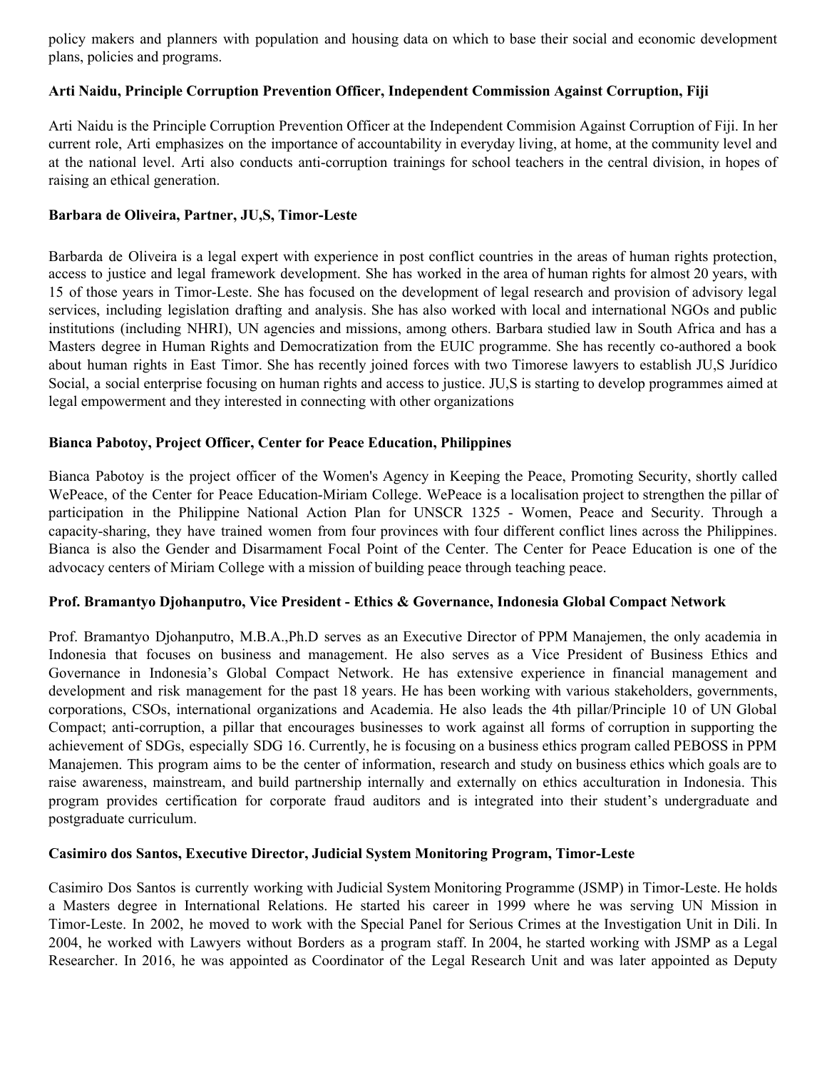policy makers and planners with population and housing data on which to base their social and economic development plans, policies and programs.

**Arti Naidu, Principle Corruption Prevention Officer, Independent Commission Against Corruption, Fiji**

Arti Naidu is the Principle Corruption Prevention Officer at the Independent Commision Against Corruption of Fiji. In her current role, Arti emphasizes on the importance of accountability in everyday living, at home, at the community level and at the national level. Arti also conducts anti-corruption trainings for school teachers in the central division, in hopes of raising an ethical generation.

**Barbara de Oliveira, Partner, JU,S, Timor-Leste**

Barbarda de Oliveira is a legal expert with experience in post conflict countries in the areas of human rights protection, access to justice and legal framework development. She has worked in the area of human rights for almost 20 years, with 15 of those years in Timor-Leste. She has focused on the development of legal research and provision of advisory legal services, including legislation drafting and analysis. She has also worked with local and international NGOs and public institutions (including NHRI), UN agencies and missions, among others. Barbara studied law in South Africa and has a Masters degree in Human Rights and Democratization from the EUIC programme. She has recently co-authored a book about human rights in East Timor. She has recently joined forces with two Timorese lawyers to establish JU,S Jurídico Social, a social enterprise focusing on human rights and access to justice. JU,S is starting to develop programmes aimed at legal empowerment and they interested in connecting with other organizations

**Bianca Pabotoy, Project Officer, Center for Peace Education, Philippines**

Bianca Pabotoy is the project officer of the Women's Agency in Keeping the Peace, Promoting Security, shortly called WePeace, of the Center for Peace Education-Miriam College. WePeace is a localisation project to strengthen the pillar of participation in the Philippine National Action Plan for UNSCR 1325 - Women, Peace and Security. Through a capacity-sharing, they have trained women from four provinces with four different conflict lines across the Philippines. Bianca is also the Gender and Disarmament Focal Point of the Center. The Center for Peace Education is one of the advocacy centers of Miriam College with a mission of building peace through teaching peace.

**Prof. Bramantyo Djohanputro, Vice President - Ethics & Governance, Indonesia Global Compact Network**

Prof. Bramantyo Djohanputro, M.B.A.,Ph.D serves as an Executive Director of PPM Manajemen, the only academia in Indonesia that focuses on business and management. He also serves as a Vice President of Business Ethics and Governance in Indonesia's Global Compact Network. He has extensive experience in financial management and development and risk management for the past 18 years. He has been working with various stakeholders, governments, corporations, CSOs, international organizations and Academia. He also leads the 4th pillar/Principle 10 of UN Global Compact; anti-corruption, a pillar that encourages businesses to work against all forms of corruption in supporting the achievement of SDGs, especially SDG 16. Currently, he is focusing on a business ethics program called PEBOSS in PPM Manajemen. This program aims to be the center of information, research and study on business ethics which goals are to raise awareness, mainstream, and build partnership internally and externally on ethics acculturation in Indonesia. This program provides certification for corporate fraud auditors and is integrated into their student's undergraduate and postgraduate curriculum.

**Casimiro dos Santos, Executive Director, Judicial System Monitoring Program, Timor-Leste**

Casimiro Dos Santos is currently working with Judicial System Monitoring Programme (JSMP) in Timor-Leste. He holds a Masters degree in International Relations. He started his career in 1999 where he was serving UN Mission in Timor-Leste. In 2002, he moved to work with the Special Panel for Serious Crimes at the Investigation Unit in Dili. In 2004, he worked with Lawyers without Borders as a program staff. In 2004, he started working with JSMP as a Legal Researcher. In 2016, he was appointed as Coordinator of the Legal Research Unit and was later appointed as Deputy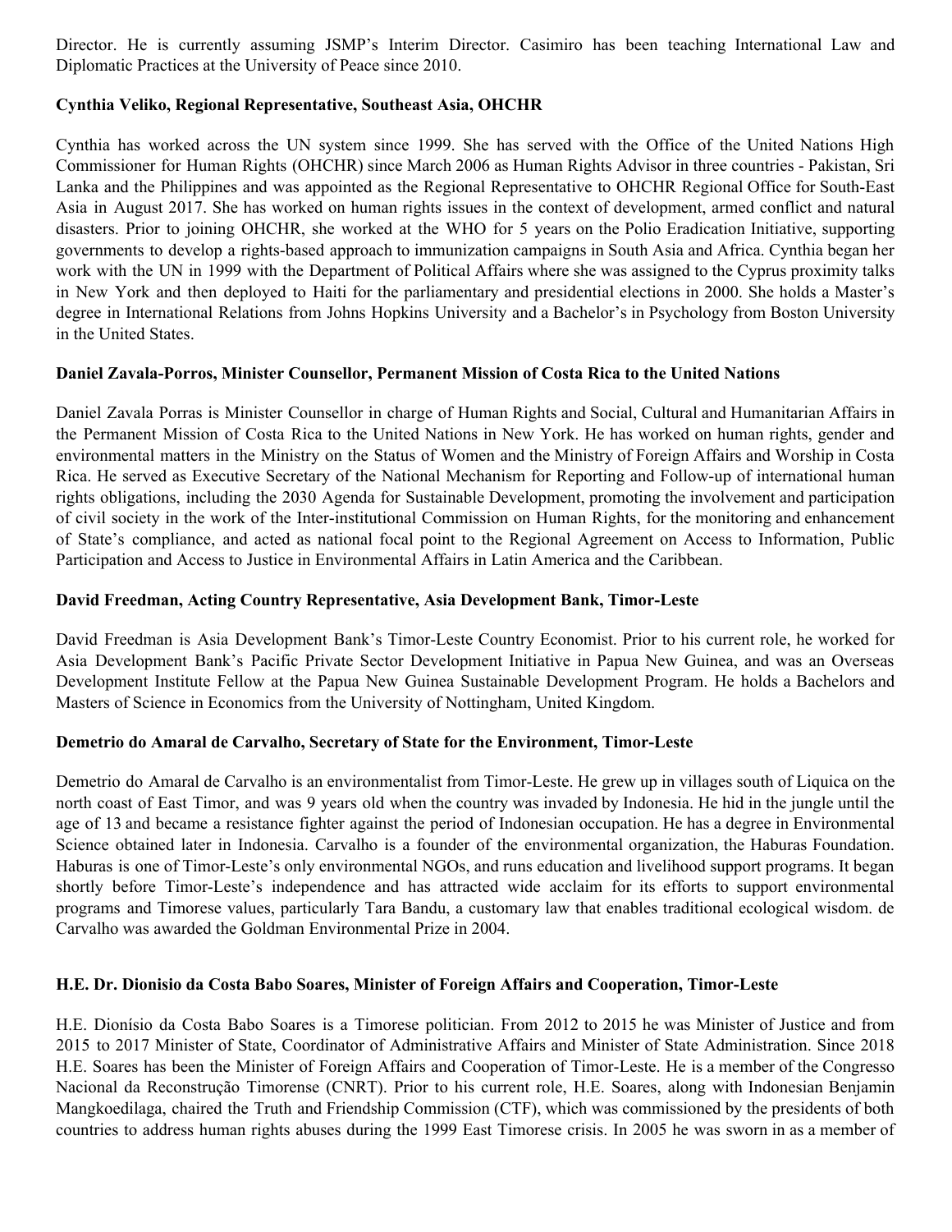Director. He is currently assuming JSMP's Interim Director. Casimiro has been teaching International Law and Diplomatic Practices at the University of Peace since 2010.

**Cynthia Veliko, Regional Representative, Southeast Asia, OHCHR**

Cynthia has worked across the UN system since 1999. She has served with the Office of the United Nations High Commissioner for Human Rights (OHCHR) since March 2006 as Human Rights Advisor in three countries - Pakistan, Sri Lanka and the Philippines and was appointed as the Regional Representative to OHCHR Regional Office for South-East Asia in August 2017. She has worked on human rights issues in the context of development, armed conflict and natural disasters. Prior to joining OHCHR, she worked at the WHO for 5 years on the Polio Eradication Initiative, supporting governments to develop a rights-based approach to immunization campaigns in South Asia and Africa. Cynthia began her work with the UN in 1999 with the Department of Political Affairs where she was assigned to the Cyprus proximity talks in New York and then deployed to Haiti for the parliamentary and presidential elections in 2000. She holds a Master's degree in International Relations from Johns Hopkins University and a Bachelor's in Psychology from Boston University in the United States.

**Daniel Zavala-Porros, Minister Counsellor, Permanent Mission of Costa Rica to the United Nations**

Daniel Zavala Porras is Minister Counsellor in charge of Human Rights and Social, Cultural and Humanitarian Affairs in the Permanent Mission of Costa Rica to the United Nations in New York. He has worked on human rights, gender and environmental matters in the Ministry on the Status of Women and the Ministry of Foreign Affairs and Worship in Costa Rica. He served as Executive Secretary of the National Mechanism for Reporting and Follow-up of international human rights obligations, including the 2030 Agenda for Sustainable Development, promoting the involvement and participation of civil society in the work of the Inter-institutional Commission on Human Rights, for the monitoring and enhancement of State's compliance, and acted as national focal point to the Regional Agreement on Access to Information, Public Participation and Access to Justice in Environmental Affairs in Latin America and the Caribbean.

**David Freedman, Acting Country Representative, Asia Development Bank, Timor-Leste**

David Freedman is Asia Development Bank's Timor-Leste Country Economist. Prior to his current role, he worked for Asia Development Bank's Pacific Private Sector Development Initiative in Papua New Guinea, and was an Overseas Development Institute Fellow at the Papua New Guinea Sustainable Development Program. He holds a Bachelors and Masters of Science in Economics from the University of Nottingham, United Kingdom.

**Demetrio do Amaral de Carvalho, Secretary of State for the Environment, Timor-Leste**

Demetrio do Amaral de Carvalho is an environmentalist from Timor-Leste. He grew up in villages south of Liquica on the north coast of East Timor, and was 9 years old when the country was invaded by Indonesia. He hid in the jungle until the age of 13 and became a resistance fighter against the period of Indonesian occupation. He has a degree in Environmental Science obtained later in Indonesia. Carvalho is a founder of the environmental organization, the Haburas Foundation. Haburas is one of Timor-Leste's only environmental NGOs, and runs education and livelihood support programs. It began shortly before Timor-Leste's independence and has attracted wide acclaim for its efforts to support environmental programs and Timorese values, particularly Tara Bandu, a customary law that enables traditional ecological wisdom. de Carvalho was awarded the Goldman Environmental Prize in 2004.

**H.E. Dr. Dionisio da Costa Babo Soares, Minister of Foreign Affairs and Cooperation, Timor-Leste**

H.E. Dionísio da Costa Babo Soares is a Timorese politician. From 2012 to 2015 he was Minister of Justice and from 2015 to 2017 Minister of State, Coordinator of Administrative Affairs and Minister of State Administration. Since 2018 H.E. Soares has been the Minister of Foreign Affairs and Cooperation of Timor-Leste. He is a member of the Congresso Nacional da Reconstrução Timorense (CNRT). Prior to his current role, H.E. Soares, along with Indonesian Benjamin Mangkoedilaga, chaired the Truth and Friendship Commission (CTF), which was commissioned by the presidents of both countries to address human rights abuses during the 1999 East Timorese crisis. In 2005 he was sworn in as a member of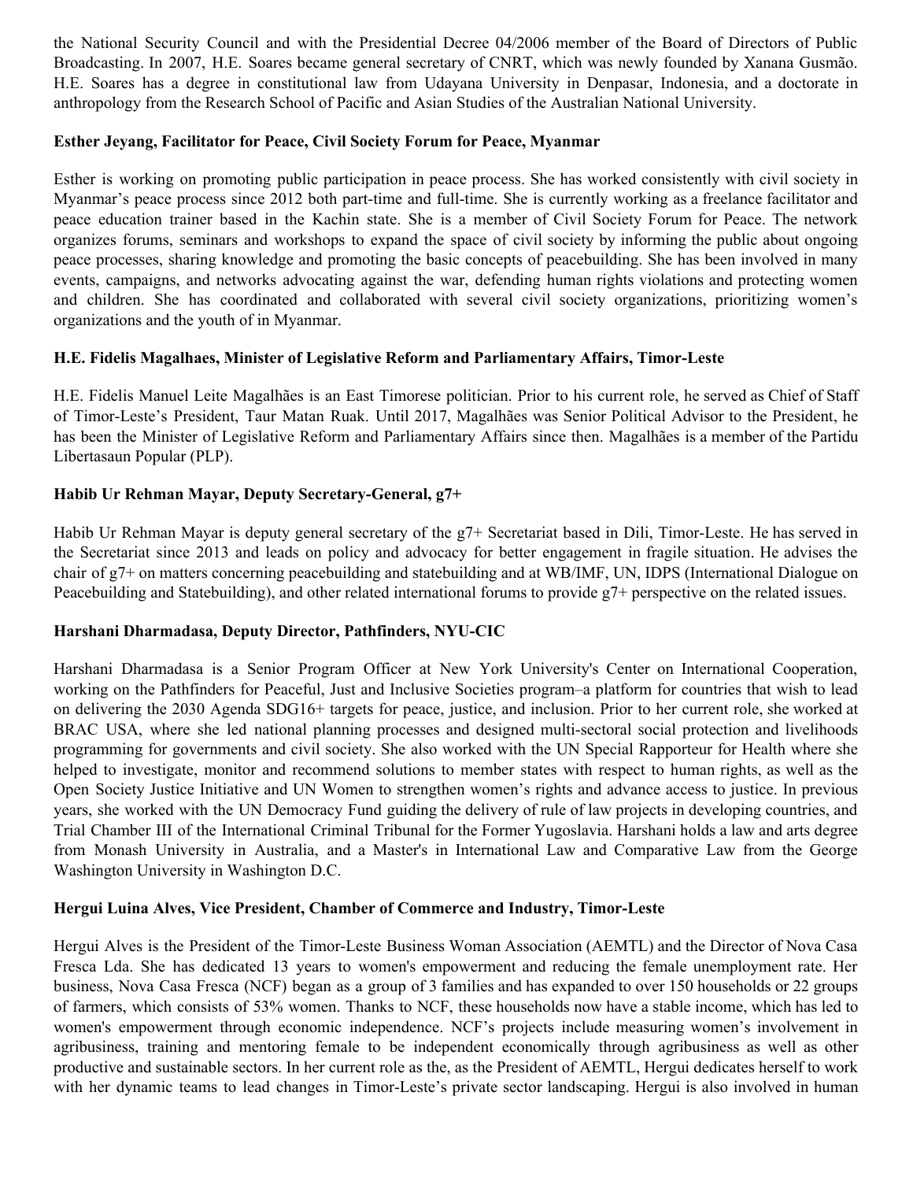the National Security Council and with the Presidential Decree 04/2006 member of the Board of Directors of Public Broadcasting. In 2007, H.E. Soares became general secretary of CNRT, which was newly founded by Xanana Gusmão. H.E. Soares has a degree in constitutional law from Udayana University in Denpasar, Indonesia, and a doctorate in anthropology from the Research School of Pacific and Asian Studies of the Australian National University.

**Esther Jeyang, Facilitator for Peace, Civil Society Forum for Peace, Myanmar**

Esther is working on promoting public participation in peace process. She has worked consistently with civil society in Myanmar's peace process since 2012 both part-time and full-time. She is currently working as a freelance facilitator and peace education trainer based in the Kachin state. She is a member of Civil Society Forum for Peace. The network organizes forums, seminars and workshops to expand the space of civil society by informing the public about ongoing peace processes, sharing knowledge and promoting the basic concepts of peacebuilding. She has been involved in many events, campaigns, and networks advocating against the war, defending human rights violations and protecting women and children. She has coordinated and collaborated with several civil society organizations, prioritizing women's organizations and the youth of in Myanmar.

**H.E. Fidelis Magalhaes, Minister of Legislative Reform and Parliamentary Affairs, Timor-Leste**

H.E. Fidelis Manuel Leite Magalhães is an East Timorese politician. Prior to his current role, he served as Chief of Staff of Timor-Leste's President, Taur Matan Ruak. Until 2017, Magalhães was Senior Political Advisor to the President, he has been the Minister of Legislative Reform and Parliamentary Affairs since then. Magalhães is a member of the Partidu Libertasaun Popular (PLP).

**Habib Ur Rehman Mayar, Deputy Secretary-General, g7+**

Habib Ur Rehman Mayar is deputy general secretary of the g7+ Secretariat based in Dili, Timor-Leste. He has served in the Secretariat since 2013 and leads on policy and advocacy for better engagement in fragile situation. He advises the chair of g7+ on matters concerning peacebuilding and statebuilding and at WB/IMF, UN, IDPS (International Dialogue on Peacebuilding and Statebuilding), and other related international forums to provide g7+ perspective on the related issues.

**Harshani Dharmadasa, Deputy Director, Pathfinders, NYU-CIC**

Harshani Dharmadasa is a Senior Program Officer at New York University's Center on International Cooperation, working on the Pathfinders for Peaceful, Just and Inclusive Societies program–a platform for countries that wish to lead on delivering the 2030 Agenda SDG16+ targets for peace, justice, and inclusion. Prior to her current role, she worked at BRAC USA, where she led national planning processes and designed multi-sectoral social protection and livelihoods programming for governments and civil society. She also worked with the UN Special Rapporteur for Health where she helped to investigate, monitor and recommend solutions to member states with respect to human rights, as well as the Open Society Justice Initiative and UN Women to strengthen women's rights and advance access to justice. In previous years, she worked with the UN Democracy Fund guiding the delivery of rule of law projects in developing countries, and Trial Chamber III of the International Criminal Tribunal for the Former Yugoslavia. Harshani holds a law and arts degree from Monash University in Australia, and a Master's in International Law and Comparative Law from the George Washington University in Washington D.C.

**Hergui Luina Alves, Vice President, Chamber of Commerce and Industry, Timor-Leste**

Hergui Alves is the President of the Timor-Leste Business Woman Association (AEMTL) and the Director of Nova Casa Fresca Lda. She has dedicated 13 years to women's empowerment and reducing the female unemployment rate. Her business, Nova Casa Fresca (NCF) began as a group of 3 families and has expanded to over 150 households or 22 groups of farmers, which consists of 53% women. Thanks to NCF, these households now have a stable income, which has led to women's empowerment through economic independence. NCF's projects include measuring women's involvement in agribusiness, training and mentoring female to be independent economically through agribusiness as well as other productive and sustainable sectors. In her current role as the, as the President of AEMTL, Hergui dedicates herself to work with her dynamic teams to lead changes in Timor-Leste's private sector landscaping. Hergui is also involved in human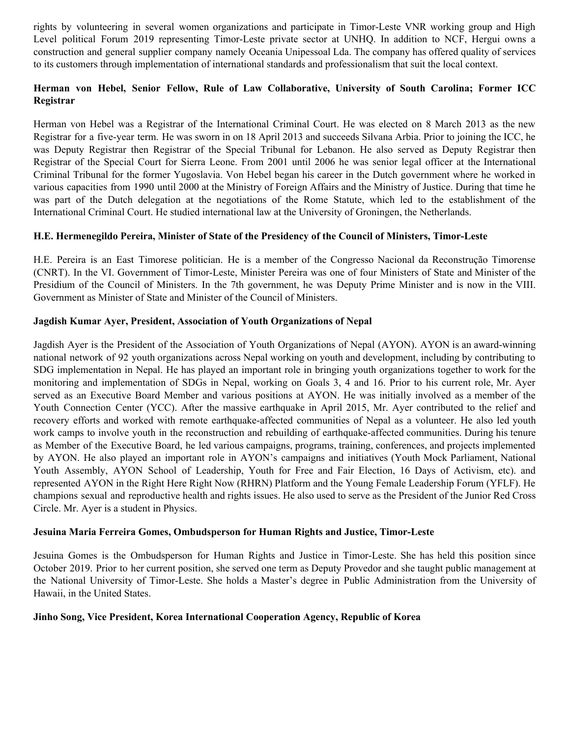rights by volunteering in several women organizations and participate in Timor-Leste VNR working group and High Level political Forum 2019 representing Timor-Leste private sector at UNHQ. In addition to NCF, Hergui owns a construction and general supplier company namely Oceania Unipessoal Lda. The company has offered quality of services to its customers through implementation of international standards and professionalism that suit the local context.

**Herman von Hebel, Senior Fellow, Rule of Law Collaborative, University of South Carolina; Former ICC Registrar**

Herman von Hebel was a Registrar of the International Criminal Court. He was elected on 8 March 2013 as the new Registrar for a five-year term. He was sworn in on 18 April 2013 and succeeds Silvana Arbia. Prior to joining the ICC, he was Deputy Registrar then Registrar of the Special Tribunal for Lebanon. He also served as Deputy Registrar then Registrar of the Special Court for Sierra Leone. From 2001 until 2006 he was senior legal officer at the International Criminal Tribunal for the former Yugoslavia. Von Hebel began his career in the Dutch government where he worked in various capacities from 1990 until 2000 at the Ministry of Foreign Affairs and the Ministry of Justice. During that time he was part of the Dutch delegation at the negotiations of the Rome Statute, which led to the establishment of the International Criminal Court. He studied international law at the University of Groningen, the Netherlands.

**H.E. Hermenegildo Pereira, Minister of State of the Presidency of the Council of Ministers, Timor-Leste**

H.E. Pereira is an East Timorese politician. He is a member of the Congresso Nacional da Reconstrução Timorense (CNRT). In the VI. Government of Timor-Leste, Minister Pereira was one of four Ministers of State and Minister of the Presidium of the Council of Ministers. In the 7th government, he was Deputy Prime Minister and is now in the VIII. Government as Minister of State and Minister of the Council of Ministers.

**Jagdish Kumar Ayer, President, Association of Youth Organizations of Nepal**

Jagdish Ayer is the President of the Association of Youth Organizations of Nepal (AYON). AYON is an award-winning national network of 92 youth organizations across Nepal working on youth and development, including by contributing to SDG implementation in Nepal. He has played an important role in bringing youth organizations together to work for the monitoring and implementation of SDGs in Nepal, working on Goals 3, 4 and 16. Prior to his current role, Mr. Ayer served as an Executive Board Member and various positions at AYON. He was initially involved as a member of the Youth Connection Center (YCC). After the massive earthquake in April 2015, Mr. Ayer contributed to the relief and recovery efforts and worked with remote earthquake-affected communities of Nepal as a volunteer. He also led youth work camps to involve youth in the reconstruction and rebuilding of earthquake-affected communities. During his tenure as Member of the Executive Board, he led various campaigns, programs, training, conferences, and projects implemented by AYON. He also played an important role in AYON's campaigns and initiatives (Youth Mock Parliament, National Youth Assembly, AYON School of Leadership, Youth for Free and Fair Election, 16 Days of Activism, etc). and represented AYON in the Right Here Right Now (RHRN) Platform and the Young Female Leadership Forum (YFLF). He champions sexual and reproductive health and rights issues. He also used to serve as the President of the Junior Red Cross Circle. Mr. Ayer is a student in Physics.

**Jesuina Maria Ferreira Gomes, Ombudsperson for Human Rights and Justice, Timor-Leste**

Jesuina Gomes is the Ombudsperson for Human Rights and Justice in Timor-Leste. She has held this position since October 2019. Prior to her current position, she served one term as Deputy Provedor and she taught public management at the National University of Timor-Leste. She holds a Master's degree in Public Administration from the University of Hawaii, in the United States.

**Jinho Song, Vice President, Korea International Cooperation Agency, Republic of Korea**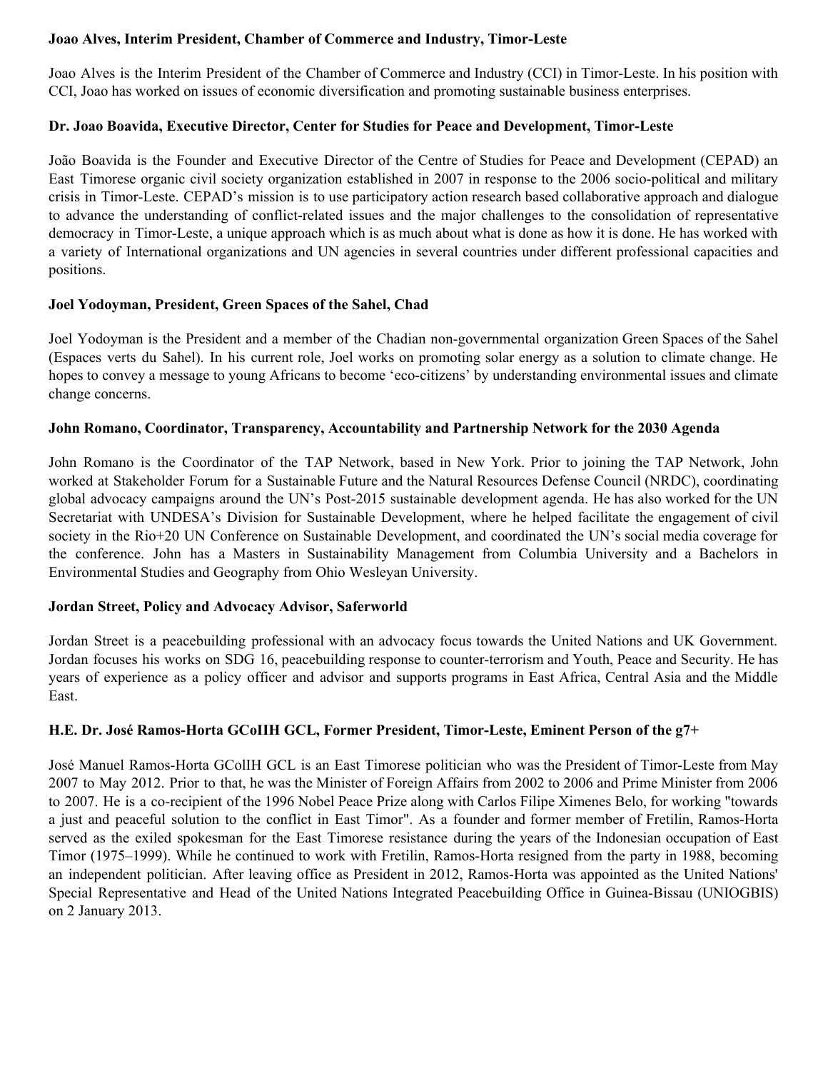**Joao Alves, Interim President, Chamber of Commerce and Industry, Timor-Leste**

Joao Alves is the Interim President of the Chamber of Commerce and Industry (CCI) in Timor-Leste. In his position with CCI, Joao has worked on issues of economic diversification and promoting sustainable business enterprises.

**Dr. Joao Boavida, Executive Director, Center for Studies for Peace and Development, Timor-Leste**

João Boavida is the Founder and Executive Director of the Centre of Studies for Peace and Development (CEPAD) an East Timorese organic civil society organization established in 2007 in response to the 2006 socio-political and military crisis in Timor-Leste. CEPAD's mission is to use participatory action research based collaborative approach and dialogue to advance the understanding of conflict-related issues and the major challenges to the consolidation of representative democracy in Timor-Leste, a unique approach which is as much about what is done as how it is done. He has worked with a variety of International organizations and UN agencies in several countries under different professional capacities and positions.

**Joel Yodoyman, President, Green Spaces of the Sahel, Chad**

Joel Yodoyman is the President and a member of the Chadian non-governmental organization Green Spaces of the Sahel (Espaces verts du Sahel). In his current role, Joel works on promoting solar energy as a solution to climate change. He hopes to convey a message to young Africans to become 'eco-citizens' by understanding environmental issues and climate change concerns.

**John Romano, Coordinator, Transparency, Accountability and Partnership Network for the 2030 Agenda**

John Romano is the Coordinator of the TAP Network, based in New York. Prior to joining the TAP Network, John worked at Stakeholder Forum for a Sustainable Future and the Natural Resources Defense Council (NRDC), coordinating global advocacy campaigns around the UN's Post-2015 sustainable development agenda. He has also worked for the UN Secretariat with UNDESA's Division for Sustainable Development, where he helped facilitate the engagement of civil society in the Rio+20 UN Conference on Sustainable Development, and coordinated the UN's social media coverage for the conference. John has a Masters in Sustainability Management from Columbia University and a Bachelors in Environmental Studies and Geography from Ohio Wesleyan University.

**Jordan Street, Policy and Advocacy Advisor, Saferworld**

Jordan Street is a peacebuilding professional with an advocacy focus towards the United Nations and UK Government. Jordan focuses his works on SDG 16, peacebuilding response to counter-terrorism and Youth, Peace and Security. He has years of experience as a policy officer and advisor and supports programs in East Africa, Central Asia and the Middle East.

**H.E. Dr. José Ramos-Horta GCoIIH GCL, Former President, Timor-Leste, Eminent Person of the g7+**

José Manuel Ramos-Horta GColIH GCL is an East Timorese politician who was the President of Timor-Leste from May 2007 to May 2012. Prior to that, he was the Minister of Foreign Affairs from 2002 to 2006 and Prime Minister from 2006 to 2007. He is a co-recipient of the 1996 Nobel Peace Prize along with Carlos Filipe Ximenes Belo, for working "towards a just and peaceful solution to the conflict in East Timor". As a founder and former member of Fretilin, Ramos-Horta served as the exiled spokesman for the East Timorese resistance during the years of the Indonesian occupation of East Timor (1975–1999). While he continued to work with Fretilin, Ramos-Horta resigned from the party in 1988, becoming an independent politician. After leaving office as President in 2012, Ramos-Horta was appointed as the United Nations' Special Representative and Head of the United Nations Integrated Peacebuilding Office in Guinea-Bissau (UNIOGBIS) on 2 January 2013.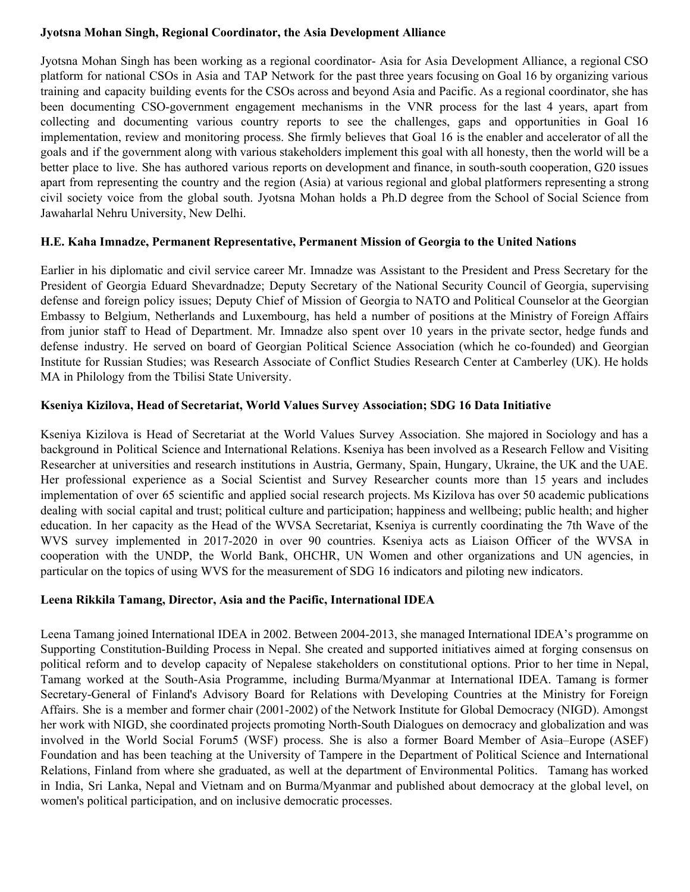**Jyotsna Mohan Singh, Regional Coordinator, the Asia Development Alliance**

Jyotsna Mohan Singh has been working as a regional coordinator- Asia for Asia Development Alliance, a regional CSO platform for national CSOs in Asia and TAP Network for the past three years focusing on Goal 16 by organizing various training and capacity building events for the CSOs across and beyond Asia and Pacific. As a regional coordinator, she has been documenting CSO-government engagement mechanisms in the VNR process for the last 4 years, apart from collecting and documenting various country reports to see the challenges, gaps and opportunities in Goal 16 implementation, review and monitoring process. She firmly believes that Goal 16 is the enabler and accelerator of all the goals and if the government along with various stakeholders implement this goal with all honesty, then the world will be a better place to live. She has authored various reports on development and finance, in south-south cooperation, G20 issues apart from representing the country and the region (Asia) at various regional and global platformers representing a strong civil society voice from the global south. Jyotsna Mohan holds a Ph.D degree from the School of Social Science from Jawaharlal Nehru University, New Delhi.

**H.E. Kaha Imnadze, Permanent Representative, Permanent Mission of Georgia to the United Nations**

Earlier in his diplomatic and civil service career Mr. Imnadze was Assistant to the President and Press Secretary for the President of Georgia Eduard Shevardnadze; Deputy Secretary of the National Security Council of Georgia, supervising defense and foreign policy issues; Deputy Chief of Mission of Georgia to NATO and Political Counselor at the Georgian Embassy to Belgium, Netherlands and Luxembourg, has held a number of positions at the Ministry of Foreign Affairs from junior staff to Head of Department. Mr. Imnadze also spent over 10 years in the private sector, hedge funds and defense industry. He served on board of Georgian Political Science Association (which he co-founded) and Georgian Institute for Russian Studies; was Research Associate of Conflict Studies Research Center at Camberley (UK). He holds MA in Philology from the Tbilisi State University.

**Kseniya Kizilova, Head of Secretariat, World Values Survey Association; SDG 16 Data Initiative**

Kseniya Kizilova is Head of Secretariat at the World Values Survey Association. She majored in Sociology and has a background in Political Science and International Relations. Kseniya has been involved as a Research Fellow and Visiting Researcher at universities and research institutions in Austria, Germany, Spain, Hungary, Ukraine, the UK and the UAE. Her professional experience as a Social Scientist and Survey Researcher counts more than 15 years and includes implementation of over 65 scientific and applied social research projects. Ms Kizilova has over 50 academic publications dealing with social capital and trust; political culture and participation; happiness and wellbeing; public health; and higher education. In her capacity as the Head of the WVSA Secretariat, Kseniya is currently coordinating the 7th Wave of the WVS survey implemented in 2017-2020 in over 90 countries. Kseniya acts as Liaison Officer of the WVSA in cooperation with the UNDP, the World Bank, OHCHR, UN Women and other organizations and UN agencies, in particular on the topics of using WVS for the measurement of SDG 16 indicators and piloting new indicators.

**Leena Rikkila Tamang, Director, Asia and the Pacific, International IDEA**

Leena Tamang joined International IDEA in 2002. Between 2004-2013, she managed International IDEA's programme on Supporting Constitution-Building Process in Nepal. She created and supported initiatives aimed at forging consensus on political reform and to develop capacity of Nepalese stakeholders on constitutional options. Prior to her time in Nepal, Tamang worked at the South-Asia Programme, including Burma/Myanmar at International IDEA. Tamang is former Secretary-General of Finland's Advisory Board for Relations with Developing Countries at the Ministry for Foreign Affairs. She is a member and former chair (2001-2002) of the Network Institute for Global Democracy (NIGD). Amongst her work with NIGD, she coordinated projects promoting North-South Dialogues on democracy and globalization and was involved in the World Social Forum5 (WSF) process. She is also a former Board Member of Asia–Europe (ASEF) Foundation and has been teaching at the University of Tampere in the Department of Political Science and International Relations, Finland from where she graduated, as well at the department of Environmental Politics. Tamang has worked in India, Sri Lanka, Nepal and Vietnam and on Burma/Myanmar and published about democracy at the global level, on women's political participation, and on inclusive democratic processes.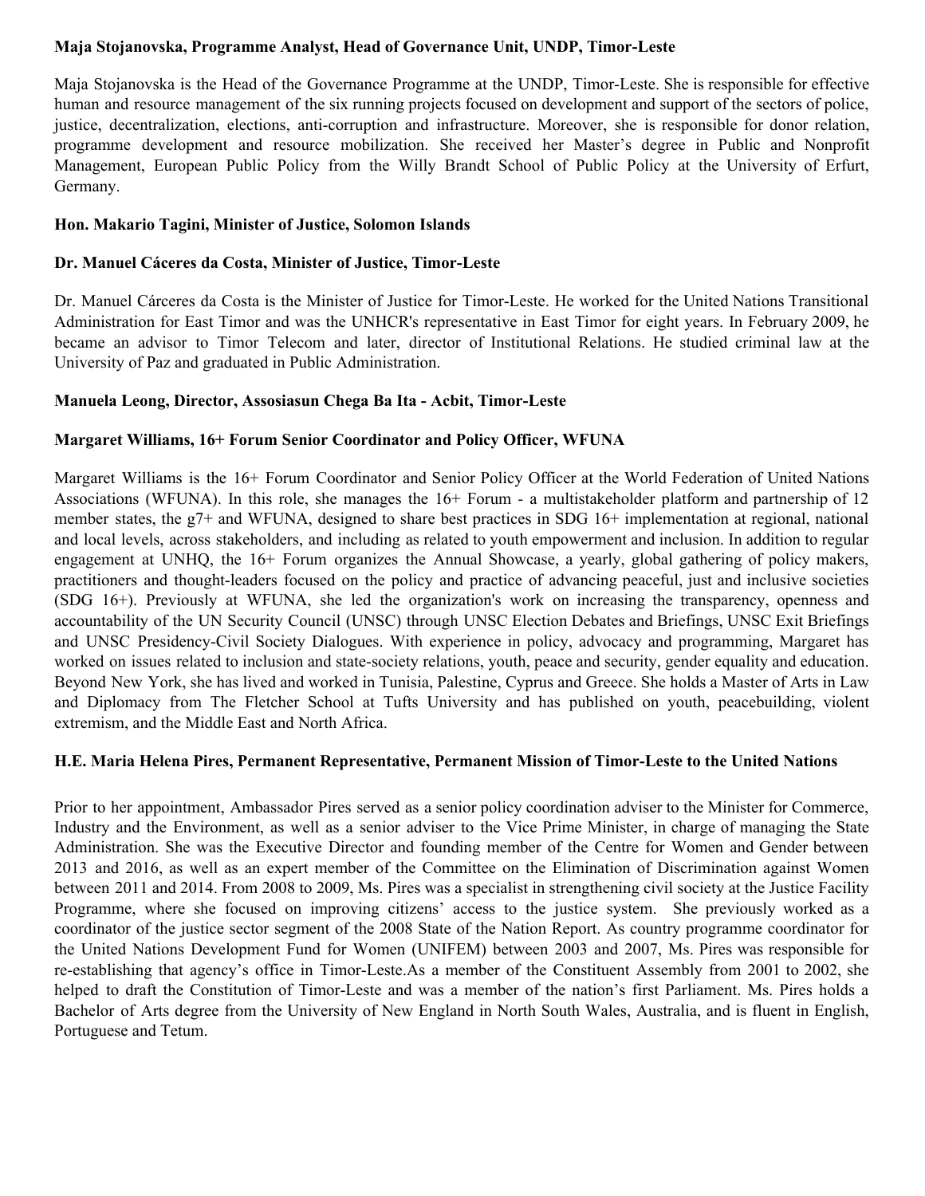**Maja Stojanovska, Programme Analyst, Head of Governance Unit, UNDP, Timor-Leste**

Maja Stojanovska is the Head of the Governance Programme at the UNDP, Timor-Leste. She is responsible for effective human and resource management of the six running projects focused on development and support of the sectors of police, justice, decentralization, elections, anti-corruption and infrastructure. Moreover, she is responsible for donor relation, programme development and resource mobilization. She received her Master's degree in Public and Nonprofit Management, European Public Policy from the Willy Brandt School of Public Policy at the University of Erfurt, Germany.

**Hon. Makario Tagini, Minister of Justice, Solomon Islands**

**Dr. Manuel Cáceres da Costa, Minister of Justice, Timor-Leste**

Dr. Manuel Cárceres da Costa is the Minister of Justice for Timor-Leste. He worked for the United Nations Transitional Administration for East Timor and was the UNHCR's representative in East Timor for eight years. In February 2009, he became an advisor to Timor Telecom and later, director of Institutional Relations. He studied criminal law at the University of Paz and graduated in Public Administration.

**Manuela Leong, Director, Assosiasun Chega Ba Ita - Acbit, Timor-Leste**

**Margaret Williams, 16+ Forum Senior Coordinator and Policy Officer, WFUNA**

Margaret Williams is the 16+ Forum Coordinator and Senior Policy Officer at the World Federation of United Nations Associations (WFUNA). In this role, she manages the 16+ Forum - a multistakeholder platform and partnership of 12 member states, the g7+ and WFUNA, designed to share best practices in SDG 16+ implementation at regional, national and local levels, across stakeholders, and including as related to youth empowerment and inclusion. In addition to regular engagement at UNHQ, the 16+ Forum organizes the Annual Showcase, a yearly, global gathering of policy makers, practitioners and thought-leaders focused on the policy and practice of advancing peaceful, just and inclusive societies (SDG 16+). Previously at WFUNA, she led the organization's work on increasing the transparency, openness and accountability of the UN Security Council (UNSC) through UNSC Election Debates and Briefings, UNSC Exit Briefings and UNSC Presidency-Civil Society Dialogues. With experience in policy, advocacy and programming, Margaret has worked on issues related to inclusion and state-society relations, youth, peace and security, gender equality and education. Beyond New York, she has lived and worked in Tunisia, Palestine, Cyprus and Greece. She holds a Master of Arts in Law and Diplomacy from The Fletcher School at Tufts University and has published on youth, peacebuilding, violent extremism, and the Middle East and North Africa.

**H.E. Maria Helena Pires, Permanent Representative, Permanent Mission of Timor-Leste to the United Nations**

Prior to her appointment, Ambassador Pires served as a senior policy coordination adviser to the Minister for Commerce, Industry and the Environment, as well as a senior adviser to the Vice Prime Minister, in charge of managing the State Administration. She was the Executive Director and founding member of the Centre for Women and Gender between 2013 and 2016, as well as an expert member of the Committee on the Elimination of Discrimination against Women between 2011 and 2014. From 2008 to 2009, Ms. Pires was a specialist in strengthening civil society at the Justice Facility Programme, where she focused on improving citizens' access to the justice system. She previously worked as a coordinator of the justice sector segment of the 2008 State of the Nation Report. As country programme coordinator for the United Nations Development Fund for Women (UNIFEM) between 2003 and 2007, Ms. Pires was responsible for re-establishing that agency's office in Timor-Leste.As a member of the Constituent Assembly from 2001 to 2002, she helped to draft the Constitution of Timor-Leste and was a member of the nation's first Parliament. Ms. Pires holds a Bachelor of Arts degree from the University of New England in North South Wales, Australia, and is fluent in English, Portuguese and Tetum.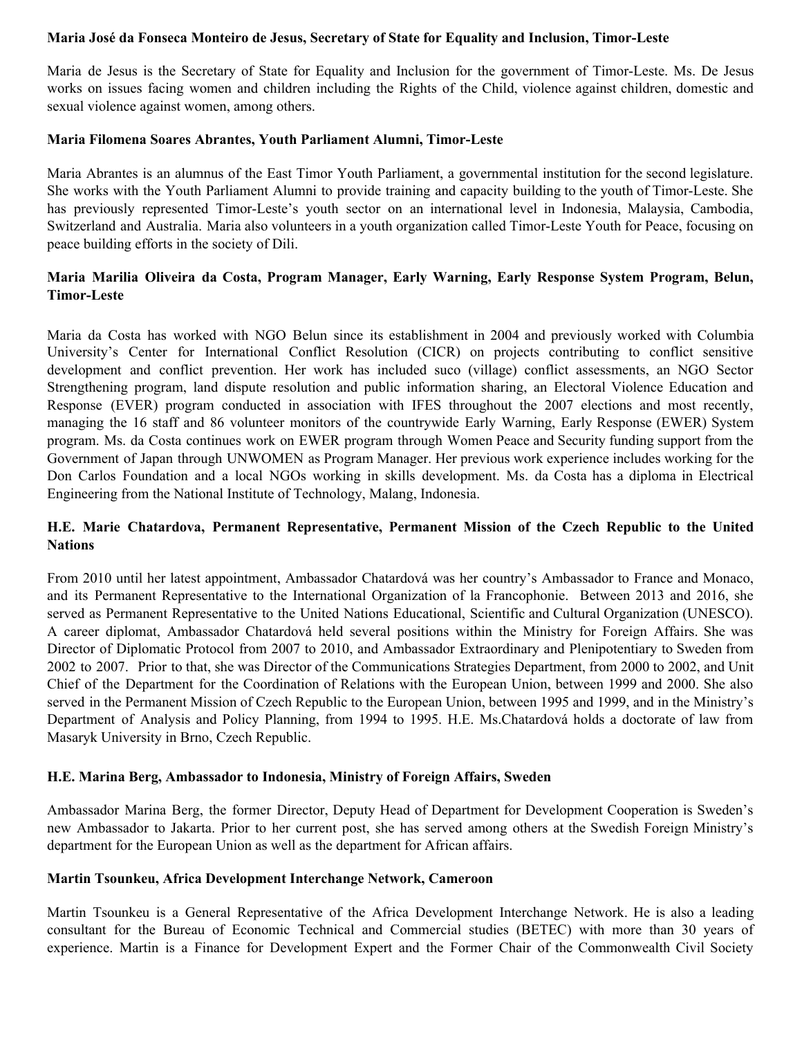**Maria José da Fonseca Monteiro de Jesus, Secretary of State for Equality and Inclusion, Timor-Leste**

Maria de Jesus is the Secretary of State for Equality and Inclusion for the government of Timor-Leste. Ms. De Jesus works on issues facing women and children including the Rights of the Child, violence against children, domestic and sexual violence against women, among others.

**Maria Filomena Soares Abrantes, Youth Parliament Alumni, Timor-Leste**

Maria Abrantes is an alumnus of the East Timor Youth Parliament, a governmental institution for the second legislature. She works with the Youth Parliament Alumni to provide training and capacity building to the youth of Timor-Leste. She has previously represented Timor-Leste's youth sector on an international level in Indonesia, Malaysia, Cambodia, Switzerland and Australia. Maria also volunteers in a youth organization called Timor-Leste Youth for Peace, focusing on peace building efforts in the society of Dili.

**Maria Marilia Oliveira da Costa, Program Manager, Early Warning, Early Response System Program, Belun, Timor-Leste**

Maria da Costa has worked with NGO Belun since its establishment in 2004 and previously worked with Columbia University's Center for International Conflict Resolution (CICR) on projects contributing to conflict sensitive development and conflict prevention. Her work has included suco (village) conflict assessments, an NGO Sector Strengthening program, land dispute resolution and public information sharing, an Electoral Violence Education and Response (EVER) program conducted in association with IFES throughout the 2007 elections and most recently, managing the 16 staff and 86 volunteer monitors of the countrywide Early Warning, Early Response (EWER) System program. Ms. da Costa continues work on EWER program through Women Peace and Security funding support from the Government of Japan through UNWOMEN as Program Manager. Her previous work experience includes working for the Don Carlos Foundation and a local NGOs working in skills development. Ms. da Costa has a diploma in Electrical Engineering from the National Institute of Technology, Malang, Indonesia.

**H.E. Marie Chatardova, Permanent Representative, Permanent Mission of the Czech Republic to the United Nations**

From 2010 until her latest appointment, Ambassador Chatardová was her country's Ambassador to France and Monaco, and its Permanent Representative to the International Organization of la Francophonie. Between 2013 and 2016, she served as Permanent Representative to the United Nations Educational, Scientific and Cultural Organization (UNESCO). A career diplomat, Ambassador Chatardová held several positions within the Ministry for Foreign Affairs. She was Director of Diplomatic Protocol from 2007 to 2010, and Ambassador Extraordinary and Plenipotentiary to Sweden from 2002 to 2007. Prior to that, she was Director of the Communications Strategies Department, from 2000 to 2002, and Unit Chief of the Department for the Coordination of Relations with the European Union, between 1999 and 2000. She also served in the Permanent Mission of Czech Republic to the European Union, between 1995 and 1999, and in the Ministry's Department of Analysis and Policy Planning, from 1994 to 1995. H.E. Ms.Chatardová holds a doctorate of law from Masaryk University in Brno, Czech Republic.

**H.E. Marina Berg, Ambassador to Indonesia, Ministry of Foreign Affairs, Sweden**

Ambassador Marina Berg, the former Director, Deputy Head of Department for Development Cooperation is Sweden's new Ambassador to Jakarta. Prior to her current post, she has served among others at the Swedish Foreign Ministry's department for the European Union as well as the department for African affairs.

**Martin Tsounkeu, Africa Development Interchange Network, Cameroon**

Martin Tsounkeu is a General Representative of the Africa Development Interchange Network. He is also a leading consultant for the Bureau of Economic Technical and Commercial studies (BETEC) with more than 30 years of experience. Martin is a Finance for Development Expert and the Former Chair of the Commonwealth Civil Society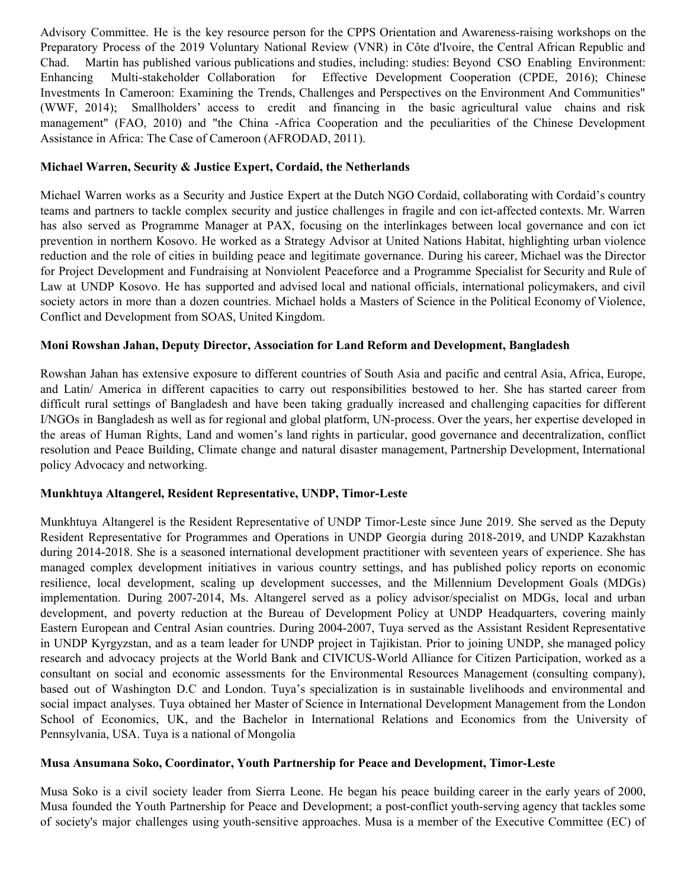Advisory Committee. He is the key resource person for the CPPS Orientation and Awareness-raising workshops on the Preparatory Process of the 2019 Voluntary National Review (VNR) in Côte d'Ivoire, the Central African Republic and Chad. Martin has published various publications and studies, including: studies: Beyond CSO Enabling Environment: Enhancing Multi-stakeholder Collaboration for Effective Development Cooperation (CPDE, 2016); Chinese Investments In Cameroon: Examining the Trends, Challenges and Perspectives on the Environment And Communities" (WWF, 2014); Smallholders' access to credit and financing in the basic agricultural value chains and risk management" (FAO, 2010) and "the China -Africa Cooperation and the peculiarities of the Chinese Development Assistance in Africa: The Case of Cameroon (AFRODAD, 2011).

**Michael Warren, Security & Justice Expert, Cordaid, the Netherlands**

Michael Warren works as a Security and Justice Expert at the Dutch NGO Cordaid, collaborating with Cordaid's country teams and partners to tackle complex security and justice challenges in fragile and con ict-affected contexts. Mr. Warren has also served as Programme Manager at PAX, focusing on the interlinkages between local governance and con ict prevention in northern Kosovo. He worked as a Strategy Advisor at United Nations Habitat, highlighting urban violence reduction and the role of cities in building peace and legitimate governance. During his career, Michael was the Director for Project Development and Fundraising at Nonviolent Peaceforce and a Programme Specialist for Security and Rule of Law at UNDP Kosovo. He has supported and advised local and national officials, international policymakers, and civil society actors in more than a dozen countries. Michael holds a Masters of Science in the Political Economy of Violence, Conflict and Development from SOAS, United Kingdom.

**Moni Rowshan Jahan, Deputy Director, Association for Land Reform and Development, Bangladesh**

Rowshan Jahan has extensive exposure to different countries of South Asia and pacific and central Asia, Africa, Europe, and Latin/ America in different capacities to carry out responsibilities bestowed to her. She has started career from difficult rural settings of Bangladesh and have been taking gradually increased and challenging capacities for different I/NGOs in Bangladesh as well as for regional and global platform, UN-process. Over the years, her expertise developed in the areas of Human Rights, Land and women's land rights in particular, good governance and decentralization, conflict resolution and Peace Building, Climate change and natural disaster management, Partnership Development, International policy Advocacy and networking.

**Munkhtuya Altangerel, Resident Representative, UNDP, Timor-Leste**

Munkhtuya Altangerel is the Resident Representative of UNDP Timor-Leste since June 2019. She served as the Deputy Resident Representative for Programmes and Operations in UNDP Georgia during 2018-2019, and UNDP Kazakhstan during 2014-2018. She is a seasoned international development practitioner with seventeen years of experience. She has managed complex development initiatives in various country settings, and has published policy reports on economic resilience, local development, scaling up development successes, and the Millennium Development Goals (MDGs) implementation. During 2007-2014, Ms. Altangerel served as a policy advisor/specialist on MDGs, local and urban development, and poverty reduction at the Bureau of Development Policy at UNDP Headquarters, covering mainly Eastern European and Central Asian countries. During 2004-2007, Tuya served as the Assistant Resident Representative in UNDP Kyrgyzstan, and as a team leader for UNDP project in Tajikistan. Prior to joining UNDP, she managed policy research and advocacy projects at the World Bank and CIVICUS-World Alliance for Citizen Participation, worked as a consultant on social and economic assessments for the Environmental Resources Management (consulting company), based out of Washington D.C and London. Tuya's specialization is in sustainable livelihoods and environmental and social impact analyses. Tuya obtained her Master of Science in International Development Management from the London School of Economics, UK, and the Bachelor in International Relations and Economics from the University of Pennsylvania, USA. Tuya is a national of Mongolia

**Musa Ansumana Soko, Coordinator, Youth Partnership for Peace and Development, Timor-Leste**

Musa Soko is a civil society leader from Sierra Leone. He began his peace building career in the early years of 2000, Musa founded the Youth Partnership for Peace and Development; a post-conflict youth-serving agency that tackles some of society's major challenges using youth-sensitive approaches. Musa is a member of the Executive Committee (EC) of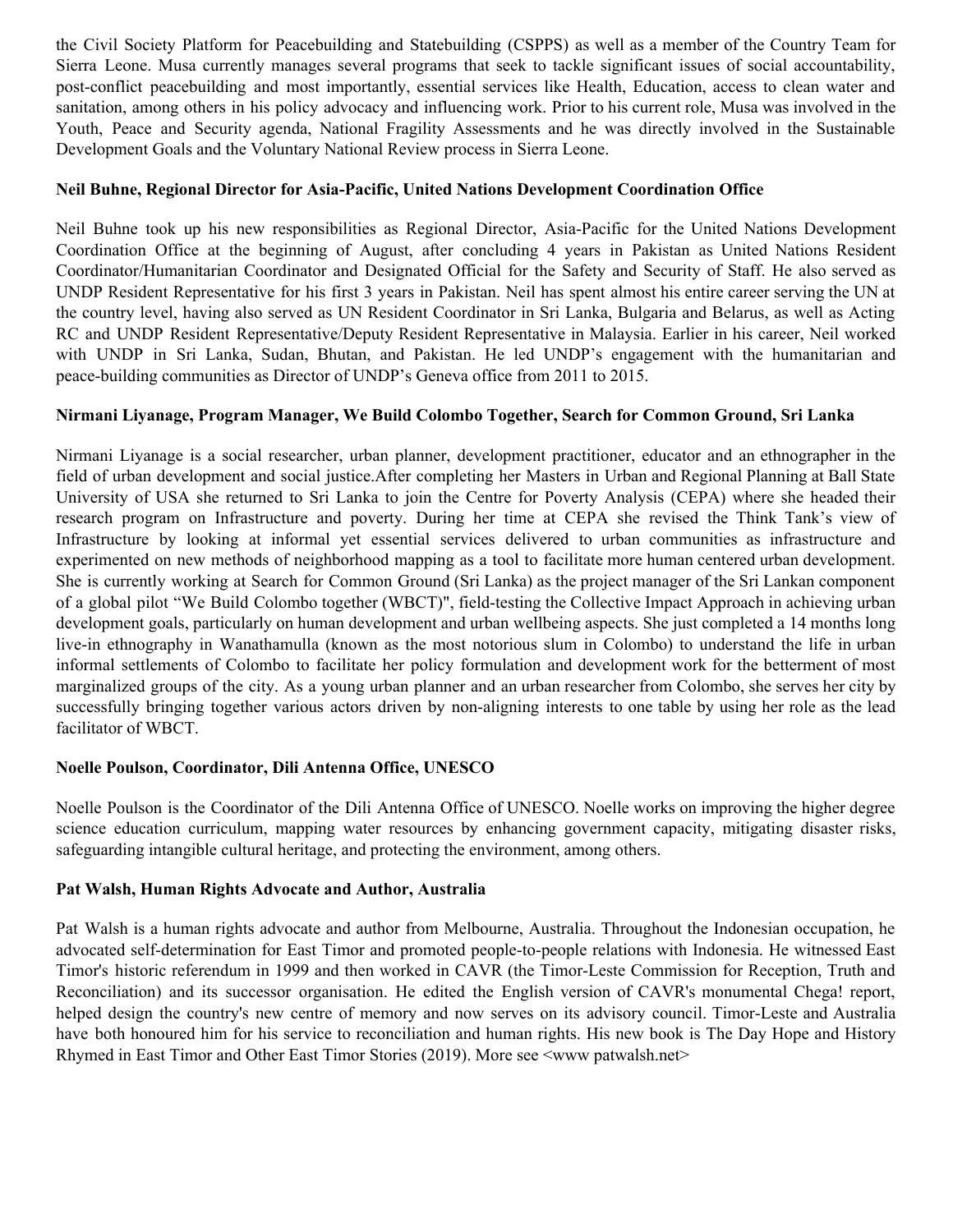the Civil Society Platform for Peacebuilding and Statebuilding (CSPPS) as well as a member of the Country Team for Sierra Leone. Musa currently manages several programs that seek to tackle significant issues of social accountability, post-conflict peacebuilding and most importantly, essential services like Health, Education, access to clean water and sanitation, among others in his policy advocacy and influencing work. Prior to his current role, Musa was involved in the Youth, Peace and Security agenda, National Fragility Assessments and he was directly involved in the Sustainable Development Goals and the Voluntary National Review process in Sierra Leone.

**Neil Buhne, Regional Director for Asia-Pacific, United Nations Development Coordination Office**

Neil Buhne took up his new responsibilities as Regional Director, Asia-Pacific for the United Nations Development Coordination Office at the beginning of August, after concluding 4 years in Pakistan as United Nations Resident Coordinator/Humanitarian Coordinator and Designated Official for the Safety and Security of Staff. He also served as UNDP Resident Representative for his first 3 years in Pakistan. Neil has spent almost his entire career serving the UN at the country level, having also served as UN Resident Coordinator in Sri Lanka, Bulgaria and Belarus, as well as Acting RC and UNDP Resident Representative/Deputy Resident Representative in Malaysia. Earlier in his career, Neil worked with UNDP in Sri Lanka, Sudan, Bhutan, and Pakistan. He led UNDP's engagement with the humanitarian and peace-building communities as Director of UNDP's Geneva office from 2011 to 2015.

**Nirmani Liyanage, Program Manager, We Build Colombo Together, Search for Common Ground, Sri Lanka**

Nirmani Liyanage is a social researcher, urban planner, development practitioner, educator and an ethnographer in the field of urban development and social justice.After completing her Masters in Urban and Regional Planning at Ball State University of USA she returned to Sri Lanka to join the Centre for Poverty Analysis (CEPA) where she headed their research program on Infrastructure and poverty. During her time at CEPA she revised the Think Tank's view of Infrastructure by looking at informal yet essential services delivered to urban communities as infrastructure and experimented on new methods of neighborhood mapping as a tool to facilitate more human centered urban development. She is currently working at Search for Common Ground (Sri Lanka) as the project manager of the Sri Lankan component of a global pilot "We Build Colombo together (WBCT)", field-testing the Collective Impact Approach in achieving urban development goals, particularly on human development and urban wellbeing aspects. She just completed a 14 months long live-in ethnography in Wanathamulla (known as the most notorious slum in Colombo) to understand the life in urban informal settlements of Colombo to facilitate her policy formulation and development work for the betterment of most marginalized groups of the city. As a young urban planner and an urban researcher from Colombo, she serves her city by successfully bringing together various actors driven by non-aligning interests to one table by using her role as the lead facilitator of WBCT.

**Noelle Poulson, Coordinator, Dili Antenna Office, UNESCO**

Noelle Poulson is the Coordinator of the Dili Antenna Office of UNESCO. Noelle works on improving the higher degree science education curriculum, mapping water resources by enhancing government capacity, mitigating disaster risks, safeguarding intangible cultural heritage, and protecting the environment, among others.

**Pat Walsh, Human Rights Advocate and Author, Australia**

Pat Walsh is a human rights advocate and author from Melbourne, Australia. Throughout the Indonesian occupation, he advocated self-determination for East Timor and promoted people-to-people relations with Indonesia. He witnessed East Timor's historic referendum in 1999 and then worked in CAVR (the Timor-Leste Commission for Reception, Truth and Reconciliation) and its successor organisation. He edited the English version of CAVR's monumental Chega! report, helped design the country's new centre of memory and now serves on its advisory council. Timor-Leste and Australia have both honoured him for his service to reconciliation and human rights. His new book is The Day Hope and History Rhymed in East Timor and Other East Timor Stories (2019). More see <www patwalsh.net>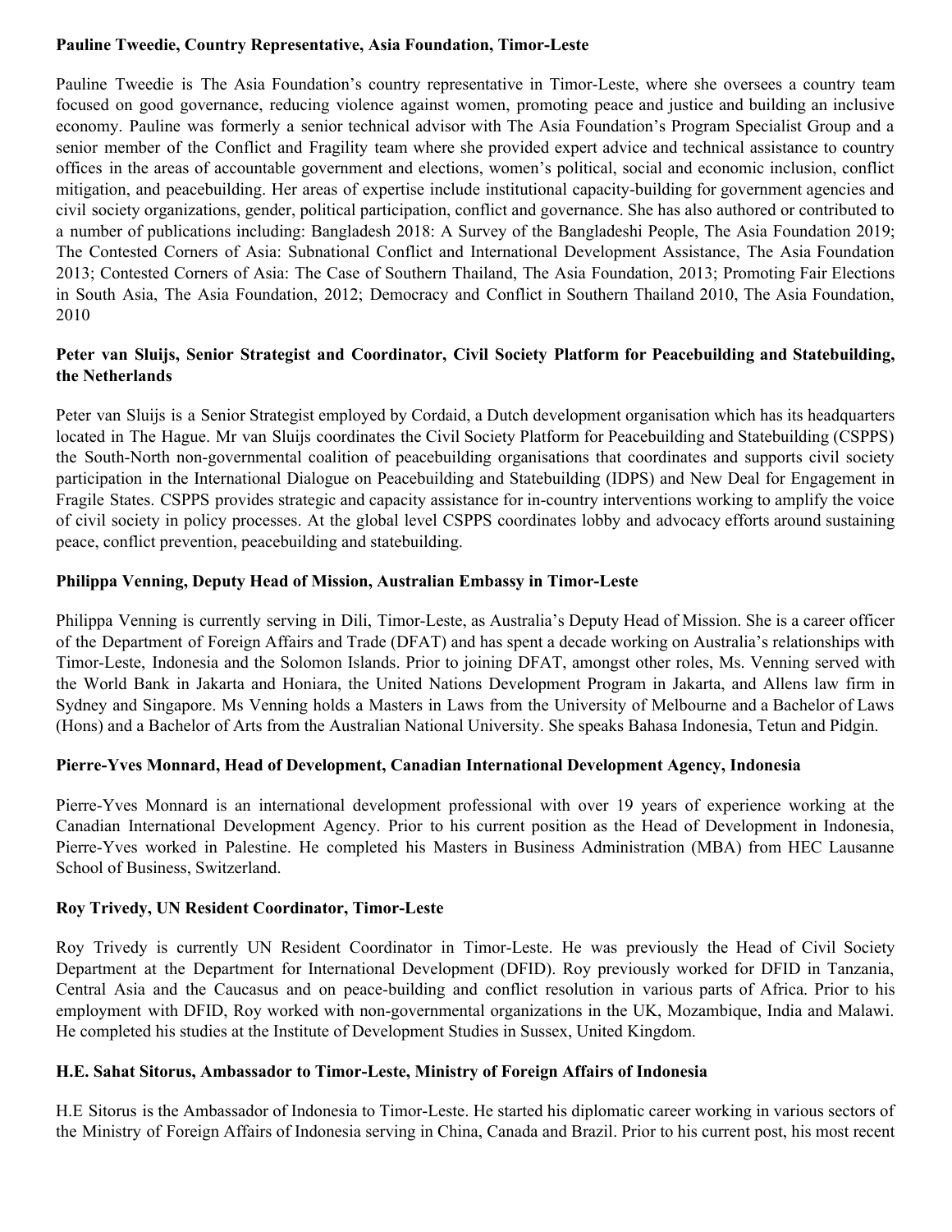**Pauline Tweedie, Country Representative, Asia Foundation, Timor-Leste**

Pauline Tweedie is The Asia Foundation's country representative in Timor-Leste, where she oversees a country team focused on good governance, reducing violence against women, promoting peace and justice and building an inclusive economy. Pauline was formerly a senior technical advisor with The Asia Foundation's Program Specialist Group and a senior member of the Conflict and Fragility team where she provided expert advice and technical assistance to country offices in the areas of accountable government and elections, women's political, social and economic inclusion, conflict mitigation, and peacebuilding. Her areas of expertise include institutional capacity-building for government agencies and civil society organizations, gender, political participation, conflict and governance. She has also authored or contributed to a number of publications including: Bangladesh 2018: A Survey of the Bangladeshi People, The Asia Foundation 2019; The Contested Corners of Asia: Subnational Conflict and International Development Assistance, The Asia Foundation 2013; Contested Corners of Asia: The Case of Southern Thailand, The Asia Foundation, 2013; Promoting Fair Elections in South Asia, The Asia Foundation, 2012; Democracy and Conflict in Southern Thailand 2010, The Asia Foundation, 2010

**Peter van Sluijs, Senior Strategist and Coordinator, Civil Society Platform for Peacebuilding and Statebuilding, the Netherlands**

Peter van Sluijs is a Senior Strategist employed by Cordaid, a Dutch development organisation which has its headquarters located in The Hague. Mr van Sluijs coordinates the Civil Society Platform for Peacebuilding and Statebuilding (CSPPS) the South-North non-governmental coalition of peacebuilding organisations that coordinates and supports civil society participation in the International Dialogue on Peacebuilding and Statebuilding (IDPS) and New Deal for Engagement in Fragile States. CSPPS provides strategic and capacity assistance for in-country interventions working to amplify the voice of civil society in policy processes. At the global level CSPPS coordinates lobby and advocacy efforts around sustaining peace, conflict prevention, peacebuilding and statebuilding.

**Philippa Venning, Deputy Head of Mission, Australian Embassy in Timor-Leste**

Philippa Venning is currently serving in Dili, Timor-Leste, as Australia's Deputy Head of Mission. She is a career officer of the Department of Foreign Affairs and Trade (DFAT) and has spent a decade working on Australia's relationships with Timor-Leste, Indonesia and the Solomon Islands. Prior to joining DFAT, amongst other roles, Ms. Venning served with the World Bank in Jakarta and Honiara, the United Nations Development Program in Jakarta, and Allens law firm in Sydney and Singapore. Ms Venning holds a Masters in Laws from the University of Melbourne and a Bachelor of Laws (Hons) and a Bachelor of Arts from the Australian National University. She speaks Bahasa Indonesia, Tetun and Pidgin.

**Pierre-Yves Monnard, Head of Development, Canadian International Development Agency, Indonesia**

Pierre-Yves Monnard is an international development professional with over 19 years of experience working at the Canadian International Development Agency. Prior to his current position as the Head of Development in Indonesia, Pierre-Yves worked in Palestine. He completed his Masters in Business Administration (MBA) from HEC Lausanne School of Business, Switzerland.

**Roy Trivedy, UN Resident Coordinator, Timor-Leste**

Roy Trivedy is currently UN Resident Coordinator in Timor-Leste. He was previously the Head of Civil Society Department at the Department for International Development (DFID). Roy previously worked for DFID in Tanzania, Central Asia and the Caucasus and on peace-building and conflict resolution in various parts of Africa. Prior to his employment with DFID, Roy worked with non-governmental organizations in the UK, Mozambique, India and Malawi. He completed his studies at the Institute of Development Studies in Sussex, United Kingdom.

**H.E. Sahat Sitorus, Ambassador to Timor-Leste, Ministry of Foreign Affairs of Indonesia**

H.E Sitorus is the Ambassador of Indonesia to Timor-Leste. He started his diplomatic career working in various sectors of the Ministry of Foreign Affairs of Indonesia serving in China, Canada and Brazil. Prior to his current post, his most recent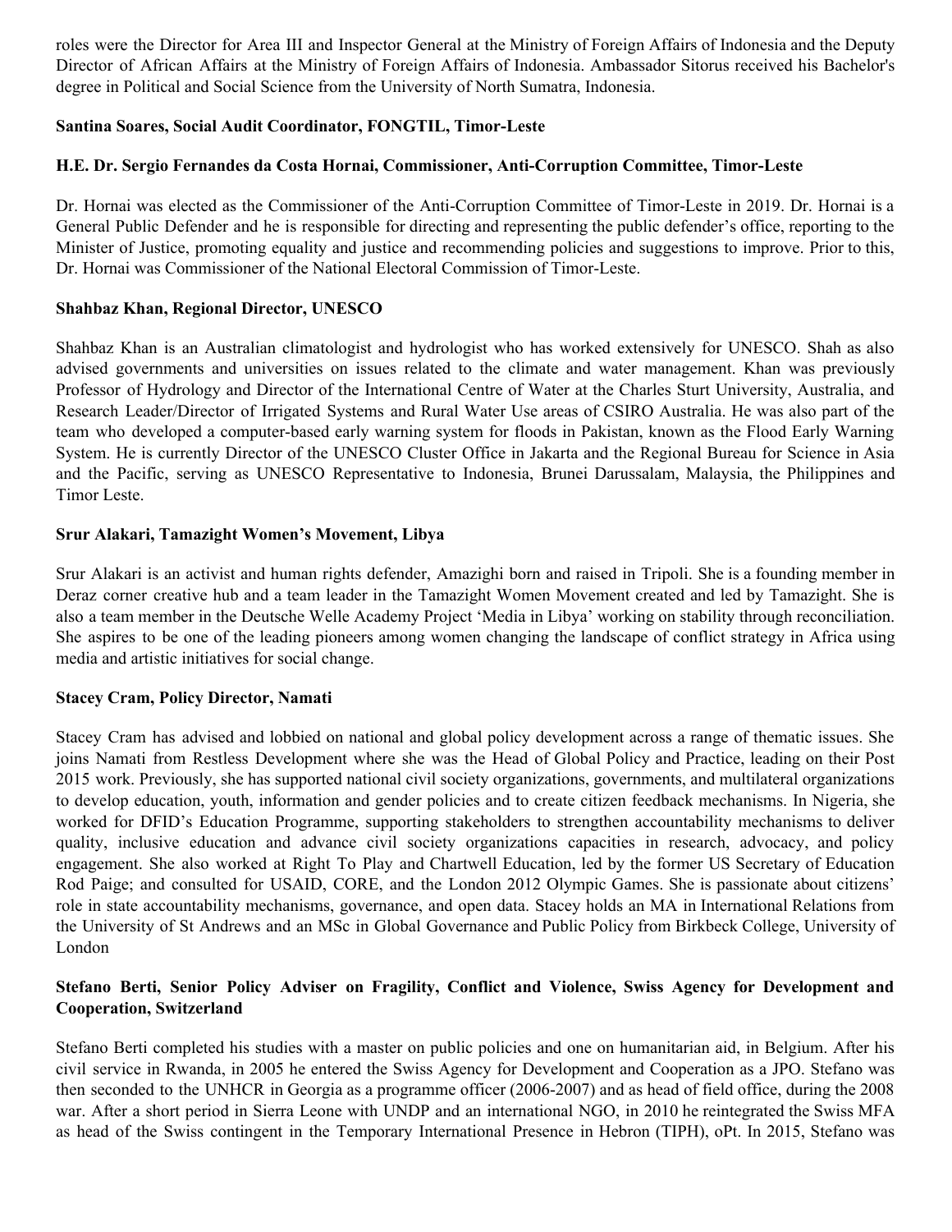roles were the Director for Area III and Inspector General at the Ministry of Foreign Affairs of Indonesia and the Deputy Director of African Affairs at the Ministry of Foreign Affairs of Indonesia. Ambassador Sitorus received his Bachelor's degree in Political and Social Science from the University of North Sumatra, Indonesia.

**Santina Soares, Social Audit Coordinator, FONGTIL, Timor-Leste**

**H.E. Dr. Sergio Fernandes da Costa Hornai, Commissioner, Anti-Corruption Committee, Timor-Leste**

Dr. Hornai was elected as the Commissioner of the Anti-Corruption Committee of Timor-Leste in 2019. Dr. Hornai is a General Public Defender and he is responsible for directing and representing the public defender's office, reporting to the Minister of Justice, promoting equality and justice and recommending policies and suggestions to improve. Prior to this, Dr. Hornai was Commissioner of the National Electoral Commission of Timor-Leste.

**Shahbaz Khan, Regional Director, UNESCO**

Shahbaz Khan is an Australian climatologist and hydrologist who has worked extensively for UNESCO. Shah as also advised governments and universities on issues related to the climate and water management. Khan was previously Professor of Hydrology and Director of the International Centre of Water at the Charles Sturt University, Australia, and Research Leader/Director of Irrigated Systems and Rural Water Use areas of CSIRO Australia. He was also part of the team who developed a computer-based early warning system for floods in Pakistan, known as the Flood Early Warning System. He is currently Director of the UNESCO Cluster Office in Jakarta and the Regional Bureau for Science in Asia and the Pacific, serving as UNESCO Representative to Indonesia, Brunei Darussalam, Malaysia, the Philippines and Timor Leste.

**Srur Alakari, Tamazight Women's Movement, Libya**

Srur Alakari is an activist and human rights defender, Amazighi born and raised in Tripoli. She is a founding member in Deraz corner creative hub and a team leader in the Tamazight Women Movement created and led by Tamazight. She is also a team member in the Deutsche Welle Academy Project 'Media in Libya' working on stability through reconciliation. She aspires to be one of the leading pioneers among women changing the landscape of conflict strategy in Africa using media and artistic initiatives for social change.

**Stacey Cram, Policy Director, Namati**

Stacey Cram has advised and lobbied on national and global policy development across a range of thematic issues. She joins Namati from Restless Development where she was the Head of Global Policy and Practice, leading on their Post 2015 work. Previously, she has supported national civil society organizations, governments, and multilateral organizations to develop education, youth, information and gender policies and to create citizen feedback mechanisms. In Nigeria, she worked for DFID's Education Programme, supporting stakeholders to strengthen accountability mechanisms to deliver quality, inclusive education and advance civil society organizations capacities in research, advocacy, and policy engagement. She also worked at Right To Play and Chartwell Education, led by the former US Secretary of Education Rod Paige; and consulted for USAID, CORE, and the London 2012 Olympic Games. She is passionate about citizens' role in state accountability mechanisms, governance, and open data. Stacey holds an MA in International Relations from the University of St Andrews and an MSc in Global Governance and Public Policy from Birkbeck College, University of London

**Stefano Berti, Senior Policy Adviser on Fragility, Conflict and Violence, Swiss Agency for Development and Cooperation, Switzerland**

Stefano Berti completed his studies with a master on public policies and one on humanitarian aid, in Belgium. After his civil service in Rwanda, in 2005 he entered the Swiss Agency for Development and Cooperation as a JPO. Stefano was then seconded to the UNHCR in Georgia as a programme officer (2006-2007) and as head of field office, during the 2008 war. After a short period in Sierra Leone with UNDP and an international NGO, in 2010 he reintegrated the Swiss MFA as head of the Swiss contingent in the Temporary International Presence in Hebron (TIPH), oPt. In 2015, Stefano was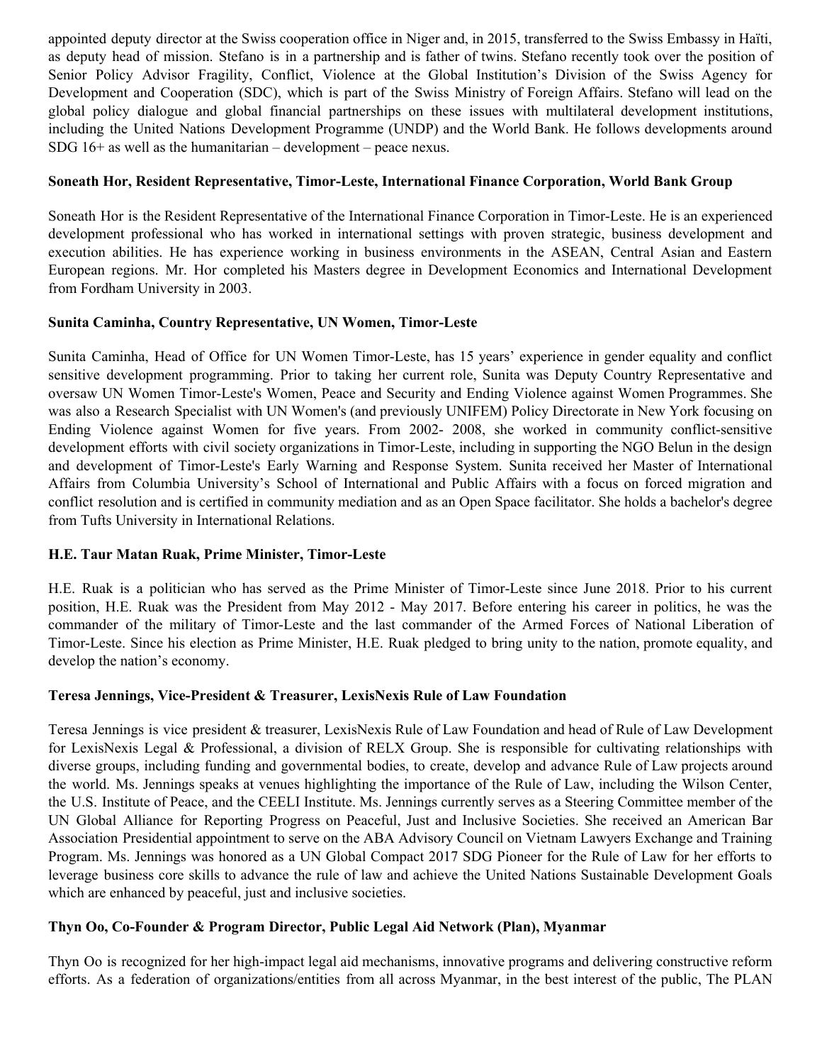appointed deputy director at the Swiss cooperation office in Niger and, in 2015, transferred to the Swiss Embassy in Haïti, as deputy head of mission. Stefano is in a partnership and is father of twins. Stefano recently took over the position of Senior Policy Advisor Fragility, Conflict, Violence at the Global Institution's Division of the Swiss Agency for Development and Cooperation (SDC), which is part of the Swiss Ministry of Foreign Affairs. Stefano will lead on the global policy dialogue and global financial partnerships on these issues with multilateral development institutions, including the United Nations Development Programme (UNDP) and the World Bank. He follows developments around SDG 16+ as well as the humanitarian – development – peace nexus.

**Soneath Hor, Resident Representative, Timor-Leste, International Finance Corporation, World Bank Group**

Soneath Hor is the Resident Representative of the International Finance Corporation in Timor-Leste. He is an experienced development professional who has worked in international settings with proven strategic, business development and execution abilities. He has experience working in business environments in the ASEAN, Central Asian and Eastern European regions. Mr. Hor completed his Masters degree in Development Economics and International Development from Fordham University in 2003.

**Sunita Caminha, Country Representative, UN Women, Timor-Leste**

Sunita Caminha, Head of Office for UN Women Timor-Leste, has 15 years' experience in gender equality and conflict sensitive development programming. Prior to taking her current role, Sunita was Deputy Country Representative and oversaw UN Women Timor-Leste's Women, Peace and Security and Ending Violence against Women Programmes. She was also a Research Specialist with UN Women's (and previously UNIFEM) Policy Directorate in New York focusing on Ending Violence against Women for five years. From 2002- 2008, she worked in community conflict-sensitive development efforts with civil society organizations in Timor-Leste, including in supporting the NGO Belun in the design and development of Timor-Leste's Early Warning and Response System. Sunita received her Master of International Affairs from Columbia University's School of International and Public Affairs with a focus on forced migration and conflict resolution and is certified in community mediation and as an Open Space facilitator. She holds a bachelor's degree from Tufts University in International Relations.

**H.E. Taur Matan Ruak, Prime Minister, Timor-Leste**

H.E. Ruak is a politician who has served as the Prime Minister of Timor-Leste since June 2018. Prior to his current position, H.E. Ruak was the President from May 2012 - May 2017. Before entering his career in politics, he was the commander of the military of Timor-Leste and the last commander of the Armed Forces of National Liberation of Timor-Leste. Since his election as Prime Minister, H.E. Ruak pledged to bring unity to the nation, promote equality, and develop the nation's economy.

**Teresa Jennings, Vice-President & Treasurer, LexisNexis Rule of Law Foundation**

Teresa Jennings is vice president & treasurer, LexisNexis Rule of Law Foundation and head of Rule of Law Development for LexisNexis Legal & Professional, a division of RELX Group. She is responsible for cultivating relationships with diverse groups, including funding and governmental bodies, to create, develop and advance Rule of Law projects around the world. Ms. Jennings speaks at venues highlighting the importance of the Rule of Law, including the Wilson Center, the U.S. Institute of Peace, and the CEELI Institute. Ms. Jennings currently serves as a Steering Committee member of the UN Global Alliance for Reporting Progress on Peaceful, Just and Inclusive Societies. She received an American Bar Association Presidential appointment to serve on the ABA Advisory Council on Vietnam Lawyers Exchange and Training Program. Ms. Jennings was honored as a UN Global Compact 2017 SDG Pioneer for the Rule of Law for her efforts to leverage business core skills to advance the rule of law and achieve the United Nations Sustainable Development Goals which are enhanced by peaceful, just and inclusive societies.

**Thyn Oo, Co-Founder & Program Director, Public Legal Aid Network (Plan), Myanmar**

Thyn Oo is recognized for her high-impact legal aid mechanisms, innovative programs and delivering constructive reform efforts. As a federation of organizations/entities from all across Myanmar, in the best interest of the public, The PLAN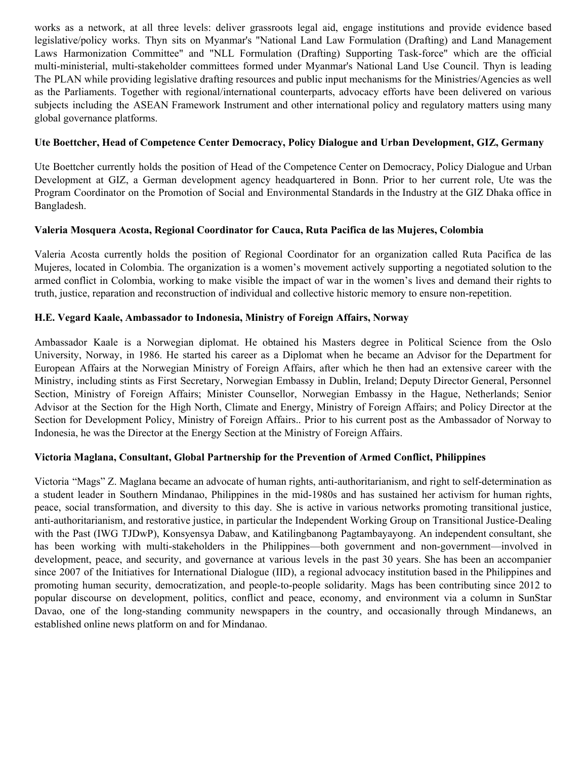works as a network, at all three levels: deliver grassroots legal aid, engage institutions and provide evidence based legislative/policy works. Thyn sits on Myanmar's "National Land Law Formulation (Drafting) and Land Management Laws Harmonization Committee" and "NLL Formulation (Drafting) Supporting Task-force" which are the official multi-ministerial, multi-stakeholder committees formed under Myanmar's National Land Use Council. Thyn is leading The PLAN while providing legislative drafting resources and public input mechanisms for the Ministries/Agencies as well as the Parliaments. Together with regional/international counterparts, advocacy efforts have been delivered on various subjects including the ASEAN Framework Instrument and other international policy and regulatory matters using many global governance platforms.

**Ute Boettcher, Head of Competence Center Democracy, Policy Dialogue and Urban Development, GIZ, Germany**

Ute Boettcher currently holds the position of Head of the Competence Center on Democracy, Policy Dialogue and Urban Development at GIZ, a German development agency headquartered in Bonn. Prior to her current role, Ute was the Program Coordinator on the Promotion of Social and Environmental Standards in the Industry at the GIZ Dhaka office in Bangladesh.

**Valeria Mosquera Acosta, Regional Coordinator for Cauca, Ruta Pacifica de las Mujeres, Colombia**

Valeria Acosta currently holds the position of Regional Coordinator for an organization called Ruta Pacifica de las Mujeres, located in Colombia. The organization is a women's movement actively supporting a negotiated solution to the armed conflict in Colombia, working to make visible the impact of war in the women's lives and demand their rights to truth, justice, reparation and reconstruction of individual and collective historic memory to ensure non-repetition.

**H.E. Vegard Kaale, Ambassador to Indonesia, Ministry of Foreign Affairs, Norway**

Ambassador Kaale is a Norwegian diplomat. He obtained his Masters degree in Political Science from the Oslo University, Norway, in 1986. He started his career as a Diplomat when he became an Advisor for the Department for European Affairs at the Norwegian Ministry of Foreign Affairs, after which he then had an extensive career with the Ministry, including stints as First Secretary, Norwegian Embassy in Dublin, Ireland; Deputy Director General, Personnel Section, Ministry of Foreign Affairs; Minister Counsellor, Norwegian Embassy in the Hague, Netherlands; Senior Advisor at the Section for the High North, Climate and Energy, Ministry of Foreign Affairs; and Policy Director at the Section for Development Policy, Ministry of Foreign Affairs.. Prior to his current post as the Ambassador of Norway to Indonesia, he was the Director at the Energy Section at the Ministry of Foreign Affairs.

**Victoria Maglana, Consultant, Global Partnership for the Prevention of Armed Conflict, Philippines**

Victoria "Mags" Z. Maglana became an advocate of human rights, anti-authoritarianism, and right to self-determination as a student leader in Southern Mindanao, Philippines in the mid-1980s and has sustained her activism for human rights, peace, social transformation, and diversity to this day. She is active in various networks promoting transitional justice, anti-authoritarianism, and restorative justice, in particular the Independent Working Group on Transitional Justice-Dealing with the Past (IWG TJDwP), Konsyensya Dabaw, and Katilingbanong Pagtambayayong. An independent consultant, she has been working with multi-stakeholders in the Philippines—both government and non-government—involved in development, peace, and security, and governance at various levels in the past 30 years. She has been an accompanier since 2007 of the Initiatives for International Dialogue (IID), a regional advocacy institution based in the Philippines and promoting human security, democratization, and people-to-people solidarity. Mags has been contributing since 2012 to popular discourse on development, politics, conflict and peace, economy, and environment via a column in SunStar Davao, one of the long-standing community newspapers in the country, and occasionally through Mindanews, an established online news platform on and for Mindanao.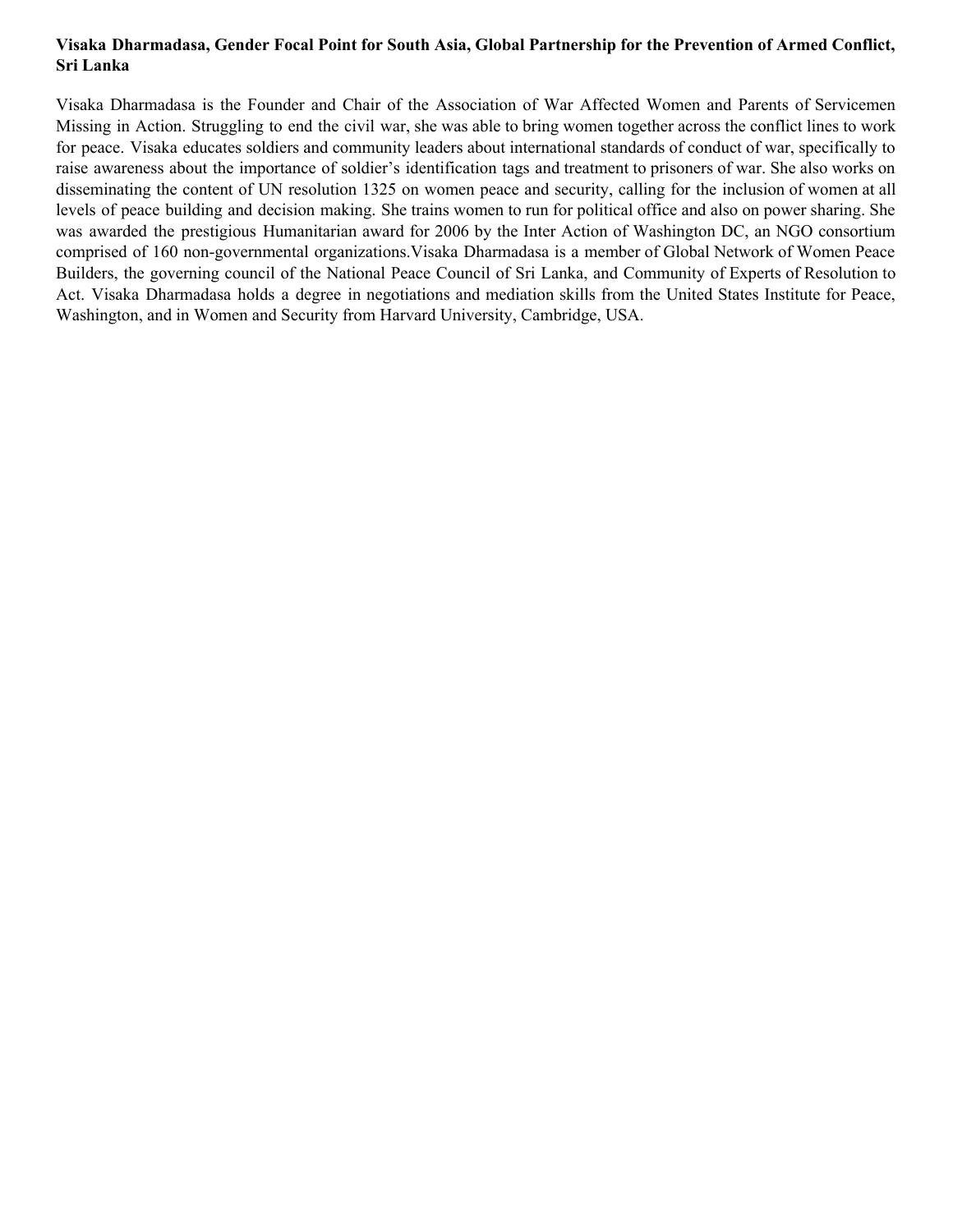**Visaka Dharmadasa, Gender Focal Point for South Asia, Global Partnership for the Prevention of Armed Conflict, Sri Lanka**

Visaka Dharmadasa is the Founder and Chair of the Association of War Affected Women and Parents of Servicemen Missing in Action. Struggling to end the civil war, she was able to bring women together across the conflict lines to work for peace. Visaka educates soldiers and community leaders about international standards of conduct of war, specifically to raise awareness about the importance of soldier's identification tags and treatment to prisoners of war. She also works on disseminating the content of UN resolution 1325 on women peace and security, calling for the inclusion of women at all levels of peace building and decision making. She trains women to run for political office and also on power sharing. She was awarded the prestigious Humanitarian award for 2006 by the Inter Action of Washington DC, an NGO consortium comprised of 160 non-governmental organizations.Visaka Dharmadasa is a member of Global Network of Women Peace Builders, the governing council of the National Peace Council of Sri Lanka, and Community of Experts of Resolution to Act. Visaka Dharmadasa holds a degree in negotiations and mediation skills from the United States Institute for Peace, Washington, and in Women and Security from Harvard University, Cambridge, USA.